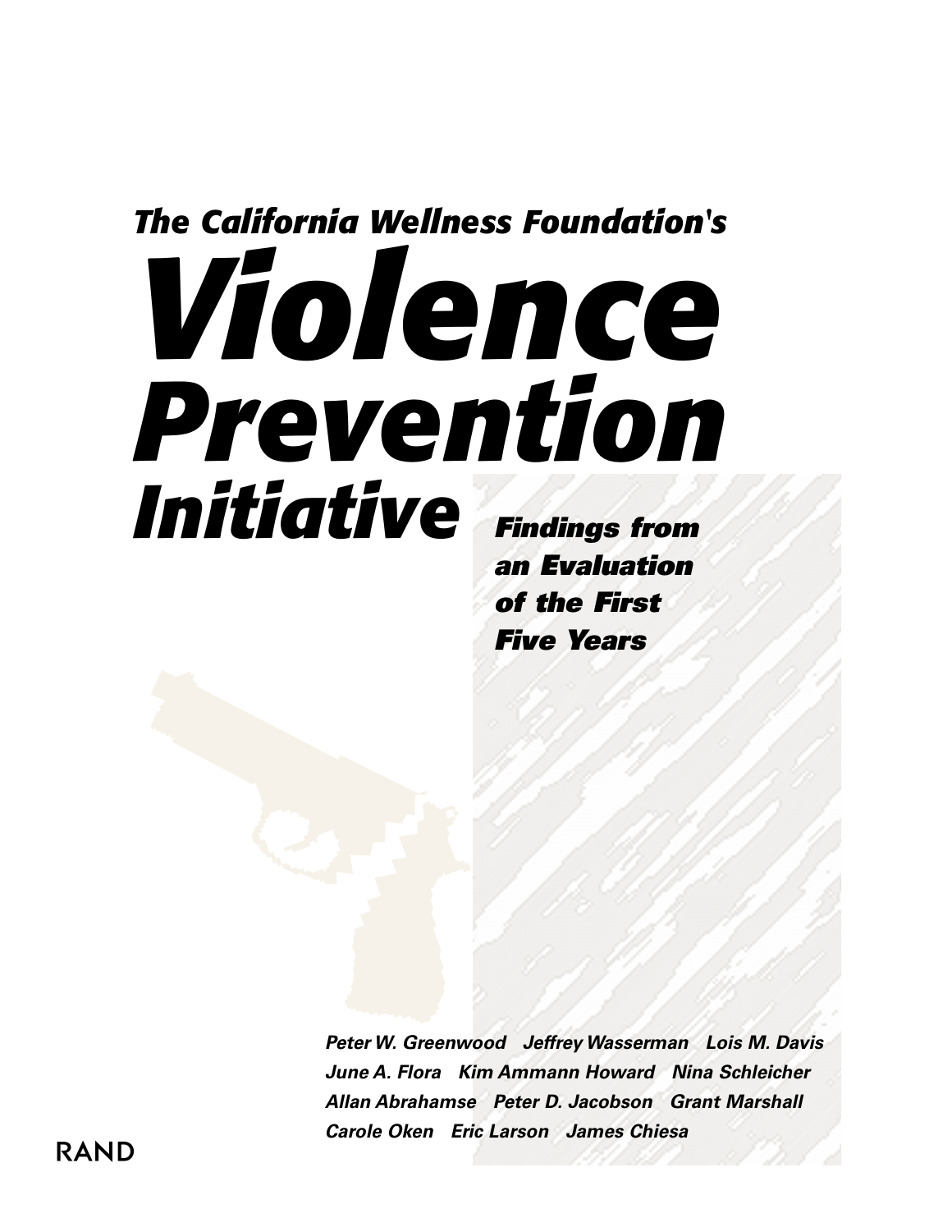*The California Wellness Foundation's*

# *Violence Prevention Initiative*

## *Findings from an Evaluation of the First Five Years*

*Peter W. Greenwood   Jeffrey Wasserman   Lois M. Davis
June A. Flora   Kim Ammann Howard   Nina Schleicher
Allan Abrahamse   Peter D. Jacobson   Grant Marshall
Carole Oken   Eric Larson   James Chiesa*

RAND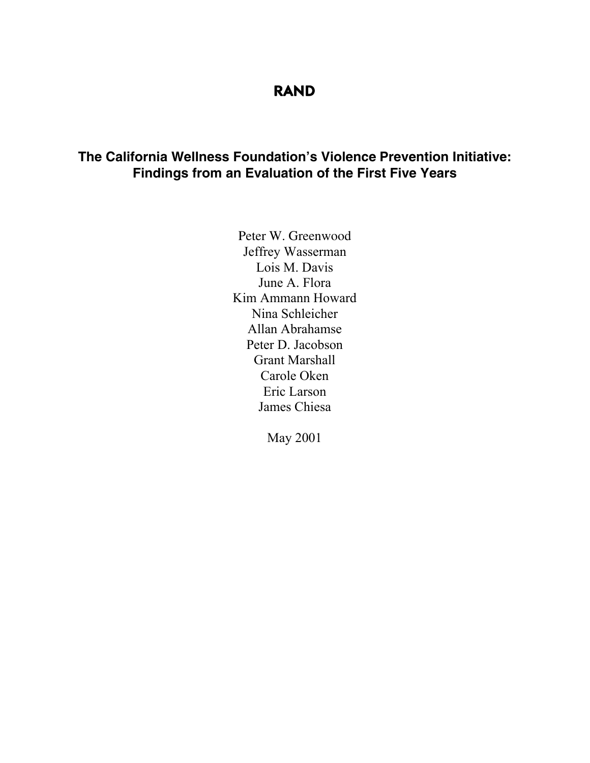**RAND**

# The California Wellness Foundation's Violence Prevention Initiative: Findings from an Evaluation of the First Five Years

Peter W. Greenwood
Jeffrey Wasserman
Lois M. Davis
June A. Flora
Kim Ammann Howard
Nina Schleicher
Allan Abrahamse
Peter D. Jacobson
Grant Marshall
Carole Oken
Eric Larson
James Chiesa

May 2001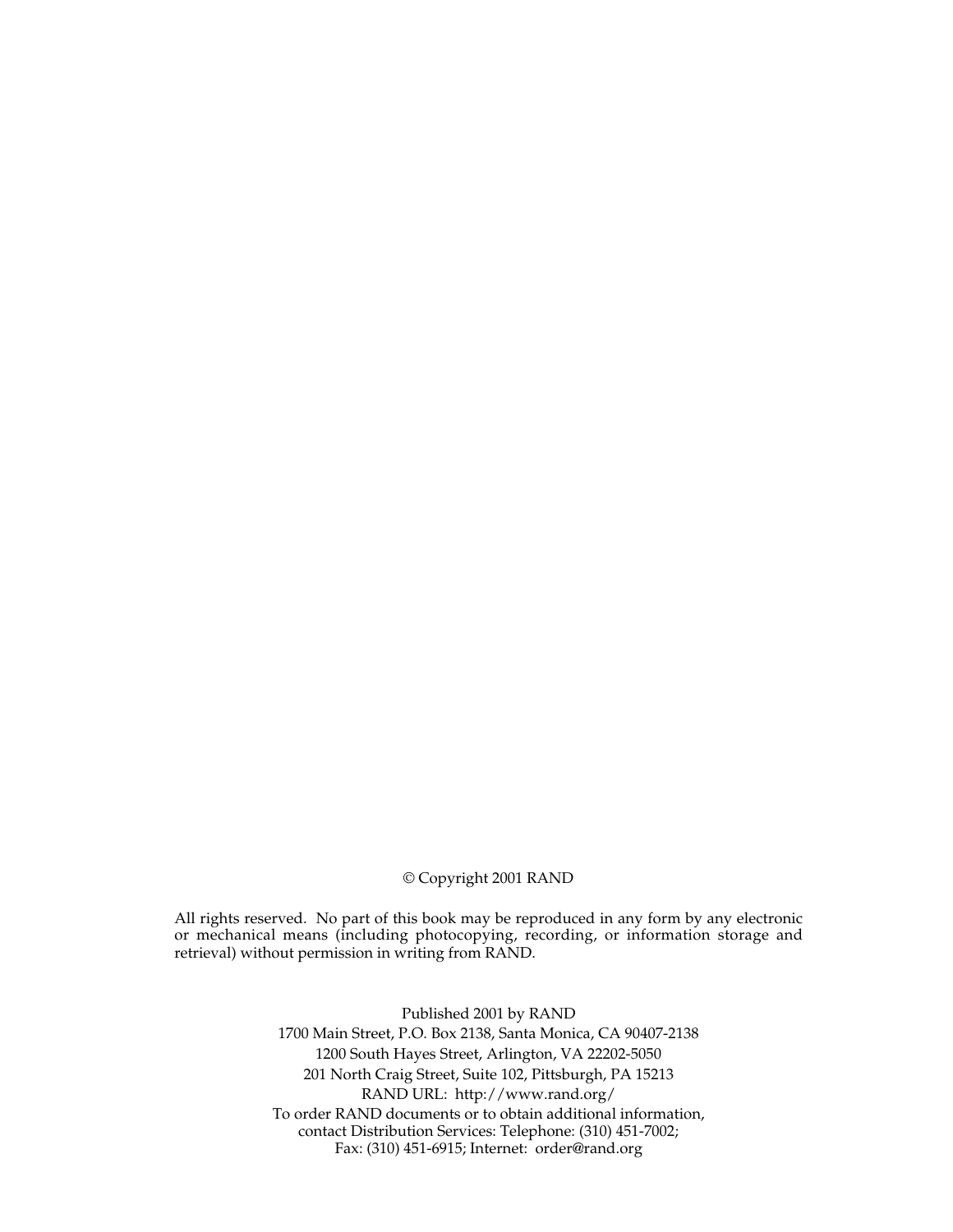© Copyright 2001 RAND

All rights reserved. No part of this book may be reproduced in any form by any electronic or mechanical means (including photocopying, recording, or information storage and retrieval) without permission in writing from RAND.

Published 2001 by RAND
1700 Main Street, P.O. Box 2138, Santa Monica, CA 90407-2138
1200 South Hayes Street, Arlington, VA 22202-5050
201 North Craig Street, Suite 102, Pittsburgh, PA 15213
RAND URL: http://www.rand.org/
To order RAND documents or to obtain additional information, contact Distribution Services: Telephone: (310) 451-7002; Fax: (310) 451-6915; Internet: order@rand.org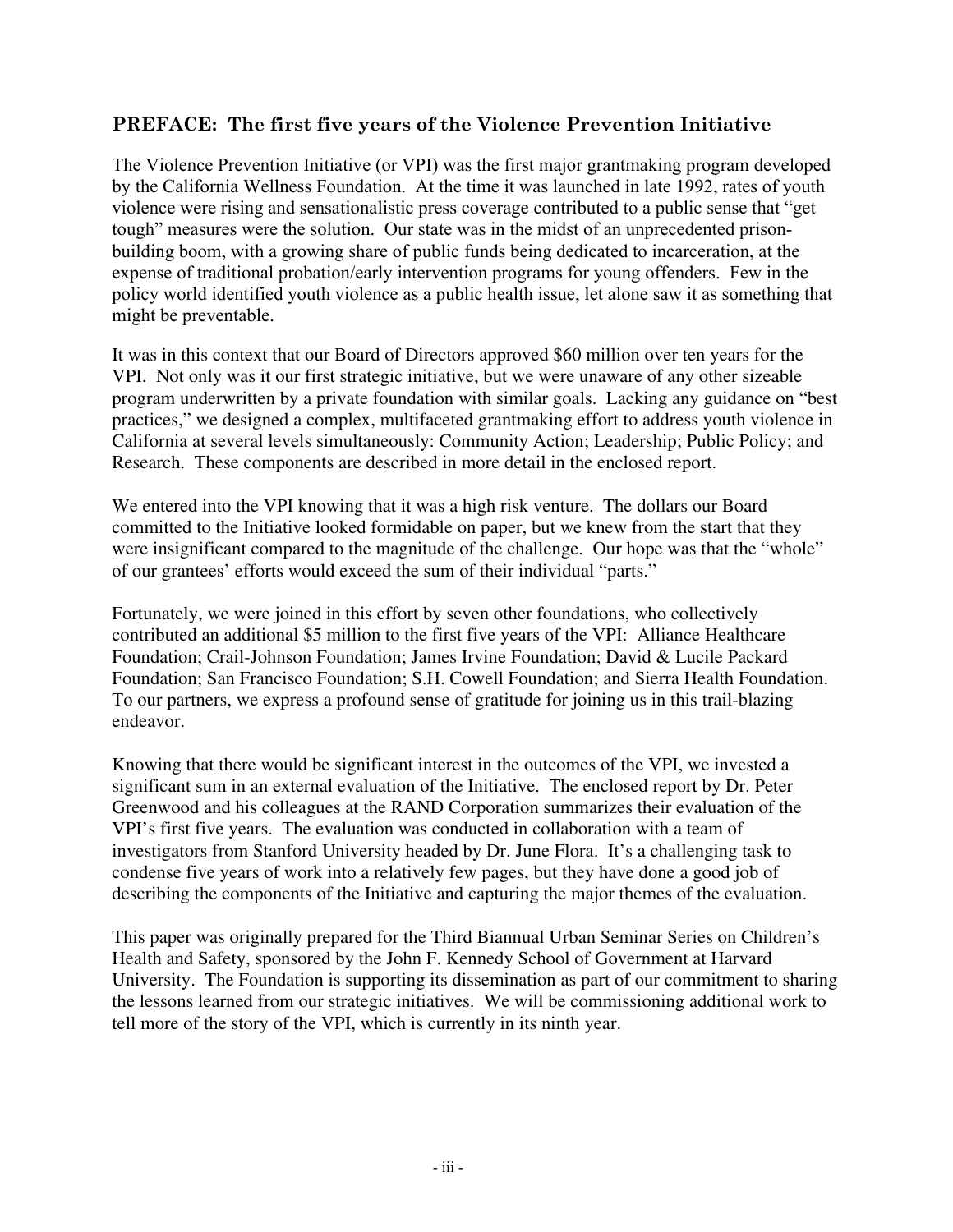## PREFACE: The first five years of the Violence Prevention Initiative

The Violence Prevention Initiative (or VPI) was the first major grantmaking program developed by the California Wellness Foundation. At the time it was launched in late 1992, rates of youth violence were rising and sensationalistic press coverage contributed to a public sense that "get tough" measures were the solution. Our state was in the midst of an unprecedented prison-building boom, with a growing share of public funds being dedicated to incarceration, at the expense of traditional probation/early intervention programs for young offenders. Few in the policy world identified youth violence as a public health issue, let alone saw it as something that might be preventable.

It was in this context that our Board of Directors approved $60 million over ten years for the VPI. Not only was it our first strategic initiative, but we were unaware of any other sizeable program underwritten by a private foundation with similar goals. Lacking any guidance on "best practices," we designed a complex, multifaceted grantmaking effort to address youth violence in California at several levels simultaneously: Community Action; Leadership; Public Policy; and Research. These components are described in more detail in the enclosed report.

We entered into the VPI knowing that it was a high risk venture. The dollars our Board committed to the Initiative looked formidable on paper, but we knew from the start that they were insignificant compared to the magnitude of the challenge. Our hope was that the "whole" of our grantees' efforts would exceed the sum of their individual "parts."

Fortunately, we were joined in this effort by seven other foundations, who collectively contributed an additional $5 million to the first five years of the VPI: Alliance Healthcare Foundation; Crail-Johnson Foundation; James Irvine Foundation; David & Lucile Packard Foundation; San Francisco Foundation; S.H. Cowell Foundation; and Sierra Health Foundation. To our partners, we express a profound sense of gratitude for joining us in this trail-blazing endeavor.

Knowing that there would be significant interest in the outcomes of the VPI, we invested a significant sum in an external evaluation of the Initiative. The enclosed report by Dr. Peter Greenwood and his colleagues at the RAND Corporation summarizes their evaluation of the VPI's first five years. The evaluation was conducted in collaboration with a team of investigators from Stanford University headed by Dr. June Flora. It's a challenging task to condense five years of work into a relatively few pages, but they have done a good job of describing the components of the Initiative and capturing the major themes of the evaluation.

This paper was originally prepared for the Third Biannual Urban Seminar Series on Children's Health and Safety, sponsored by the John F. Kennedy School of Government at Harvard University. The Foundation is supporting its dissemination as part of our commitment to sharing the lessons learned from our strategic initiatives. We will be commissioning additional work to tell more of the story of the VPI, which is currently in its ninth year.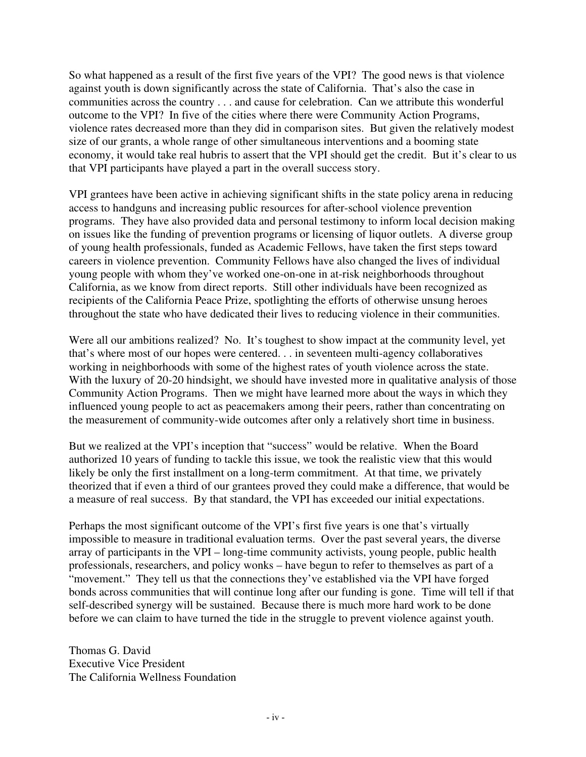So what happened as a result of the first five years of the VPI? The good news is that violence against youth is down significantly across the state of California. That's also the case in communities across the country . . . and cause for celebration. Can we attribute this wonderful outcome to the VPI? In five of the cities where there were Community Action Programs, violence rates decreased more than they did in comparison sites. But given the relatively modest size of our grants, a whole range of other simultaneous interventions and a booming state economy, it would take real hubris to assert that the VPI should get the credit. But it's clear to us that VPI participants have played a part in the overall success story.

VPI grantees have been active in achieving significant shifts in the state policy arena in reducing access to handguns and increasing public resources for after-school violence prevention programs. They have also provided data and personal testimony to inform local decision making on issues like the funding of prevention programs or licensing of liquor outlets. A diverse group of young health professionals, funded as Academic Fellows, have taken the first steps toward careers in violence prevention. Community Fellows have also changed the lives of individual young people with whom they've worked one-on-one in at-risk neighborhoods throughout California, as we know from direct reports. Still other individuals have been recognized as recipients of the California Peace Prize, spotlighting the efforts of otherwise unsung heroes throughout the state who have dedicated their lives to reducing violence in their communities.

Were all our ambitions realized? No. It's toughest to show impact at the community level, yet that's where most of our hopes were centered. . . in seventeen multi-agency collaboratives working in neighborhoods with some of the highest rates of youth violence across the state. With the luxury of 20-20 hindsight, we should have invested more in qualitative analysis of those Community Action Programs. Then we might have learned more about the ways in which they influenced young people to act as peacemakers among their peers, rather than concentrating on the measurement of community-wide outcomes after only a relatively short time in business.

But we realized at the VPI's inception that "success" would be relative. When the Board authorized 10 years of funding to tackle this issue, we took the realistic view that this would likely be only the first installment on a long-term commitment. At that time, we privately theorized that if even a third of our grantees proved they could make a difference, that would be a measure of real success. By that standard, the VPI has exceeded our initial expectations.

Perhaps the most significant outcome of the VPI's first five years is one that's virtually impossible to measure in traditional evaluation terms. Over the past several years, the diverse array of participants in the VPI – long-time community activists, young people, public health professionals, researchers, and policy wonks – have begun to refer to themselves as part of a "movement." They tell us that the connections they've established via the VPI have forged bonds across communities that will continue long after our funding is gone. Time will tell if that self-described synergy will be sustained. Because there is much more hard work to be done before we can claim to have turned the tide in the struggle to prevent violence against youth.

Thomas G. David  
Executive Vice President  
The California Wellness Foundation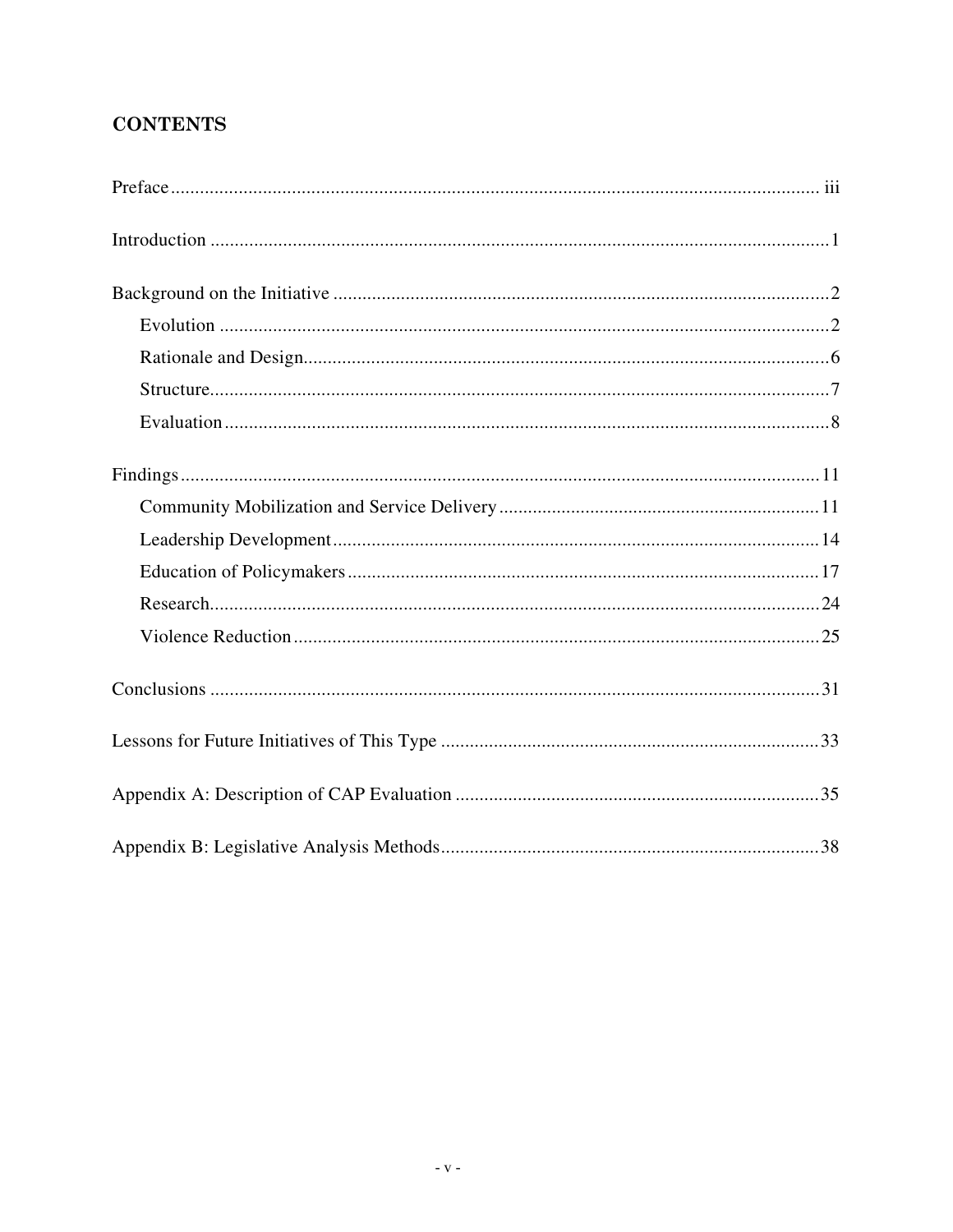## CONTENTS

Preface ........................................................................................................................ iii

Introduction ................................................................................................................1

Background on the Initiative ......................................................................................2

- Evolution ..............................................................................................................2
- Rationale and Design.............................................................................................6
- Structure................................................................................................................7
- Evaluation .............................................................................................................8

Findings .....................................................................................................................11

- Community Mobilization and Service Delivery ..................................................11
- Leadership Development .....................................................................................14
- Education of Policymakers ..................................................................................17
- Research...............................................................................................................24
- Violence Reduction ..............................................................................................25

Conclusions ..............................................................................................................31

Lessons for Future Initiatives of This Type ..............................................................33

Appendix A: Description of CAP Evaluation ...........................................................35

Appendix B: Legislative Analysis Methods..............................................................38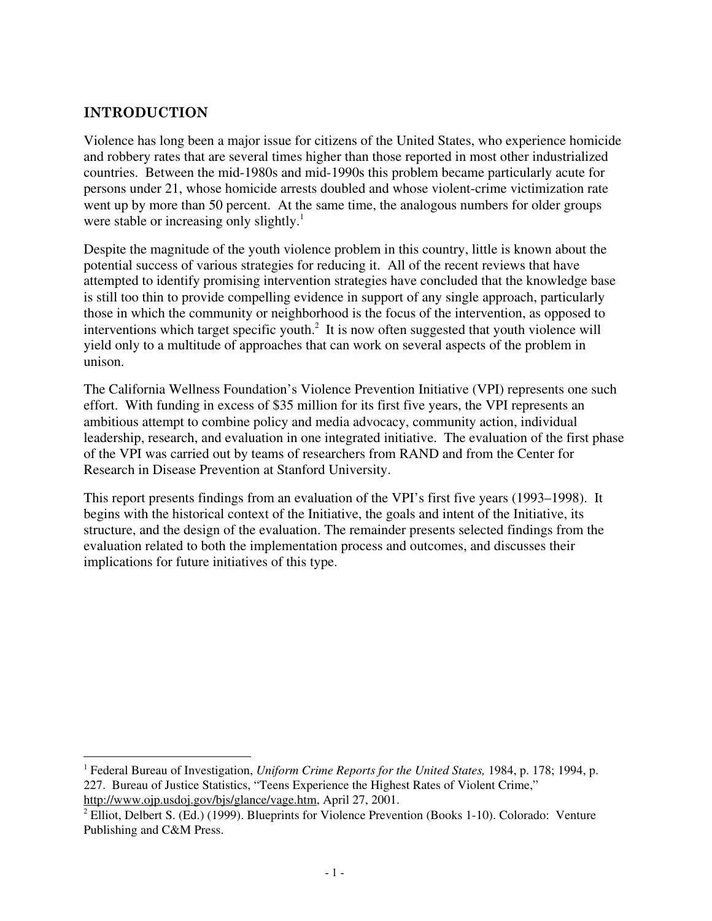## INTRODUCTION

Violence has long been a major issue for citizens of the United States, who experience homicide and robbery rates that are several times higher than those reported in most other industrialized countries. Between the mid-1980s and mid-1990s this problem became particularly acute for persons under 21, whose homicide arrests doubled and whose violent-crime victimization rate went up by more than 50 percent. At the same time, the analogous numbers for older groups were stable or increasing only slightly.[1]

Despite the magnitude of the youth violence problem in this country, little is known about the potential success of various strategies for reducing it. All of the recent reviews that have attempted to identify promising intervention strategies have concluded that the knowledge base is still too thin to provide compelling evidence in support of any single approach, particularly those in which the community or neighborhood is the focus of the intervention, as opposed to interventions which target specific youth.[2] It is now often suggested that youth violence will yield only to a multitude of approaches that can work on several aspects of the problem in unison.

The California Wellness Foundation's Violence Prevention Initiative (VPI) represents one such effort. With funding in excess of $35 million for its first five years, the VPI represents an ambitious attempt to combine policy and media advocacy, community action, individual leadership, research, and evaluation in one integrated initiative. The evaluation of the first phase of the VPI was carried out by teams of researchers from RAND and from the Center for Research in Disease Prevention at Stanford University.

This report presents findings from an evaluation of the VPI's first five years (1993–1998). It begins with the historical context of the Initiative, the goals and intent of the Initiative, its structure, and the design of the evaluation. The remainder presents selected findings from the evaluation related to both the implementation process and outcomes, and discusses their implications for future initiatives of this type.

---

[1] Federal Bureau of Investigation, *Uniform Crime Reports for the United States,* 1984, p. 178; 1994, p. 227. Bureau of Justice Statistics, "Teens Experience the Highest Rates of Violent Crime," http://www.ojp.usdoj.gov/bjs/glance/vage.htm, April 27, 2001.

[2] Elliot, Delbert S. (Ed.) (1999). Blueprints for Violence Prevention (Books 1-10). Colorado: Venture Publishing and C&M Press.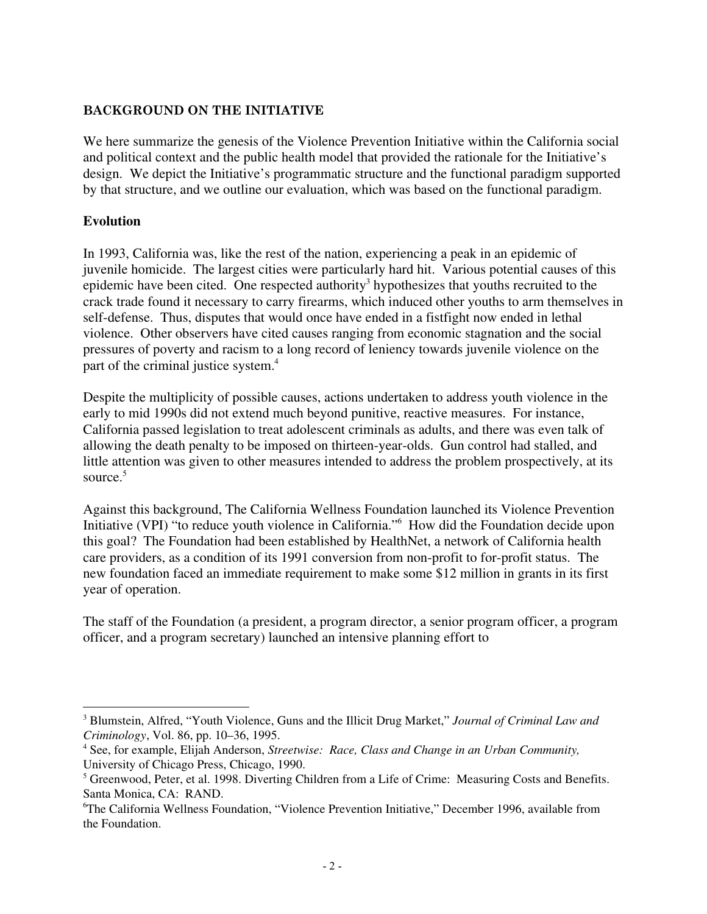## BACKGROUND ON THE INITIATIVE

We here summarize the genesis of the Violence Prevention Initiative within the California social and political context and the public health model that provided the rationale for the Initiative's design. We depict the Initiative's programmatic structure and the functional paradigm supported by that structure, and we outline our evaluation, which was based on the functional paradigm.

### Evolution

In 1993, California was, like the rest of the nation, experiencing a peak in an epidemic of juvenile homicide. The largest cities were particularly hard hit. Various potential causes of this epidemic have been cited. One respected authority[3] hypothesizes that youths recruited to the crack trade found it necessary to carry firearms, which induced other youths to arm themselves in self-defense. Thus, disputes that would once have ended in a fistfight now ended in lethal violence. Other observers have cited causes ranging from economic stagnation and the social pressures of poverty and racism to a long record of leniency towards juvenile violence on the part of the criminal justice system.[4]

Despite the multiplicity of possible causes, actions undertaken to address youth violence in the early to mid 1990s did not extend much beyond punitive, reactive measures. For instance, California passed legislation to treat adolescent criminals as adults, and there was even talk of allowing the death penalty to be imposed on thirteen-year-olds. Gun control had stalled, and little attention was given to other measures intended to address the problem prospectively, at its source.[5]

Against this background, The California Wellness Foundation launched its Violence Prevention Initiative (VPI) "to reduce youth violence in California."[6] How did the Foundation decide upon this goal? The Foundation had been established by HealthNet, a network of California health care providers, as a condition of its 1991 conversion from non-profit to for-profit status. The new foundation faced an immediate requirement to make some $12 million in grants in its first year of operation.

The staff of the Foundation (a president, a program director, a senior program officer, a program officer, and a program secretary) launched an intensive planning effort to

---

[3] Blumstein, Alfred, "Youth Violence, Guns and the Illicit Drug Market," *Journal of Criminal Law and Criminology*, Vol. 86, pp. 10–36, 1995.

[4] See, for example, Elijah Anderson, *Streetwise: Race, Class and Change in an Urban Community,* University of Chicago Press, Chicago, 1990.

[5] Greenwood, Peter, et al. 1998. Diverting Children from a Life of Crime: Measuring Costs and Benefits. Santa Monica, CA: RAND.

[6] The California Wellness Foundation, "Violence Prevention Initiative," December 1996, available from the Foundation.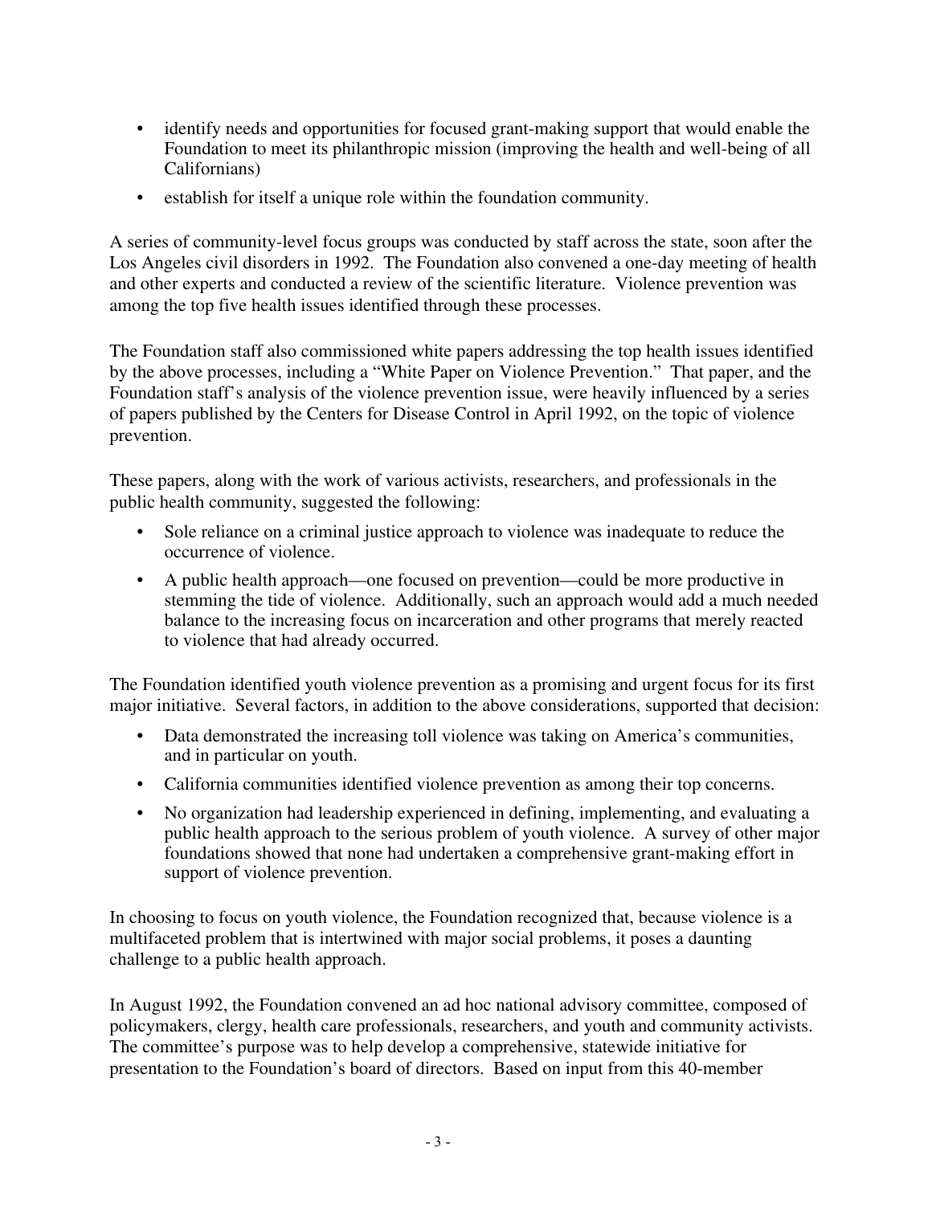- identify needs and opportunities for focused grant-making support that would enable the Foundation to meet its philanthropic mission (improving the health and well-being of all Californians)
- establish for itself a unique role within the foundation community.

A series of community-level focus groups was conducted by staff across the state, soon after the Los Angeles civil disorders in 1992. The Foundation also convened a one-day meeting of health and other experts and conducted a review of the scientific literature. Violence prevention was among the top five health issues identified through these processes.

The Foundation staff also commissioned white papers addressing the top health issues identified by the above processes, including a "White Paper on Violence Prevention." That paper, and the Foundation staff's analysis of the violence prevention issue, were heavily influenced by a series of papers published by the Centers for Disease Control in April 1992, on the topic of violence prevention.

These papers, along with the work of various activists, researchers, and professionals in the public health community, suggested the following:

- Sole reliance on a criminal justice approach to violence was inadequate to reduce the occurrence of violence.
- A public health approach—one focused on prevention—could be more productive in stemming the tide of violence. Additionally, such an approach would add a much needed balance to the increasing focus on incarceration and other programs that merely reacted to violence that had already occurred.

The Foundation identified youth violence prevention as a promising and urgent focus for its first major initiative. Several factors, in addition to the above considerations, supported that decision:

- Data demonstrated the increasing toll violence was taking on America's communities, and in particular on youth.
- California communities identified violence prevention as among their top concerns.
- No organization had leadership experienced in defining, implementing, and evaluating a public health approach to the serious problem of youth violence. A survey of other major foundations showed that none had undertaken a comprehensive grant-making effort in support of violence prevention.

In choosing to focus on youth violence, the Foundation recognized that, because violence is a multifaceted problem that is intertwined with major social problems, it poses a daunting challenge to a public health approach.

In August 1992, the Foundation convened an ad hoc national advisory committee, composed of policymakers, clergy, health care professionals, researchers, and youth and community activists. The committee's purpose was to help develop a comprehensive, statewide initiative for presentation to the Foundation's board of directors. Based on input from this 40-member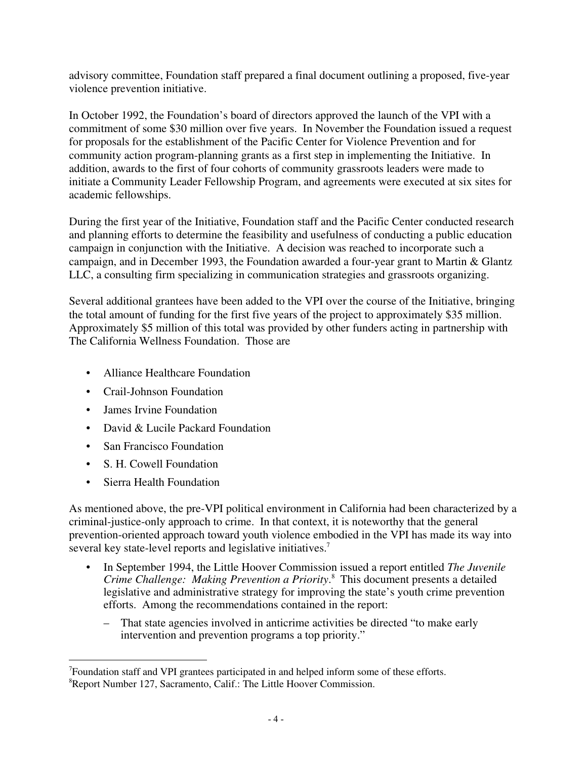advisory committee, Foundation staff prepared a final document outlining a proposed, five-year violence prevention initiative.

In October 1992, the Foundation's board of directors approved the launch of the VPI with a commitment of some $30 million over five years. In November the Foundation issued a request for proposals for the establishment of the Pacific Center for Violence Prevention and for community action program-planning grants as a first step in implementing the Initiative. In addition, awards to the first of four cohorts of community grassroots leaders were made to initiate a Community Leader Fellowship Program, and agreements were executed at six sites for academic fellowships.

During the first year of the Initiative, Foundation staff and the Pacific Center conducted research and planning efforts to determine the feasibility and usefulness of conducting a public education campaign in conjunction with the Initiative. A decision was reached to incorporate such a campaign, and in December 1993, the Foundation awarded a four-year grant to Martin & Glantz LLC, a consulting firm specializing in communication strategies and grassroots organizing.

Several additional grantees have been added to the VPI over the course of the Initiative, bringing the total amount of funding for the first five years of the project to approximately $35 million. Approximately $5 million of this total was provided by other funders acting in partnership with The California Wellness Foundation. Those are

- Alliance Healthcare Foundation
- Crail-Johnson Foundation
- James Irvine Foundation
- David & Lucile Packard Foundation
- San Francisco Foundation
- S. H. Cowell Foundation
- Sierra Health Foundation

As mentioned above, the pre-VPI political environment in California had been characterized by a criminal-justice-only approach to crime. In that context, it is noteworthy that the general prevention-oriented approach toward youth violence embodied in the VPI has made its way into several key state-level reports and legislative initiatives.[7]

- In September 1994, the Little Hoover Commission issued a report entitled *The Juvenile Crime Challenge: Making Prevention a Priority*.[8] This document presents a detailed legislative and administrative strategy for improving the state's youth crime prevention efforts. Among the recommendations contained in the report:
  - That state agencies involved in anticrime activities be directed "to make early intervention and prevention programs a top priority."

[7]Foundation staff and VPI grantees participated in and helped inform some of these efforts.
[8]Report Number 127, Sacramento, Calif.: The Little Hoover Commission.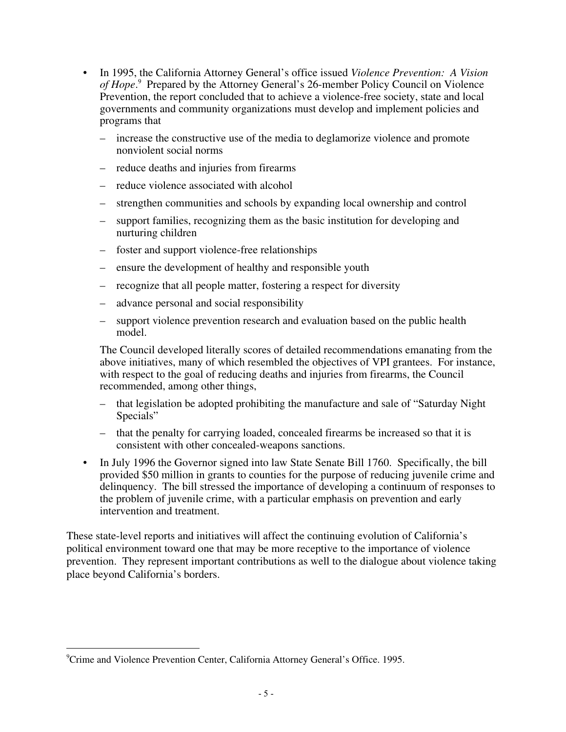- In 1995, the California Attorney General's office issued *Violence Prevention: A Vision of Hope*.[9] Prepared by the Attorney General's 26-member Policy Council on Violence Prevention, the report concluded that to achieve a violence-free society, state and local governments and community organizations must develop and implement policies and programs that
  - increase the constructive use of the media to deglamorize violence and promote nonviolent social norms
  - reduce deaths and injuries from firearms
  - reduce violence associated with alcohol
  - strengthen communities and schools by expanding local ownership and control
  - support families, recognizing them as the basic institution for developing and nurturing children
  - foster and support violence-free relationships
  - ensure the development of healthy and responsible youth
  - recognize that all people matter, fostering a respect for diversity
  - advance personal and social responsibility
  - support violence prevention research and evaluation based on the public health model.

  The Council developed literally scores of detailed recommendations emanating from the above initiatives, many of which resembled the objectives of VPI grantees. For instance, with respect to the goal of reducing deaths and injuries from firearms, the Council recommended, among other things,
  - that legislation be adopted prohibiting the manufacture and sale of "Saturday Night Specials"
  - that the penalty for carrying loaded, concealed firearms be increased so that it is consistent with other concealed-weapons sanctions.
- In July 1996 the Governor signed into law State Senate Bill 1760. Specifically, the bill provided $50 million in grants to counties for the purpose of reducing juvenile crime and delinquency. The bill stressed the importance of developing a continuum of responses to the problem of juvenile crime, with a particular emphasis on prevention and early intervention and treatment.

These state-level reports and initiatives will affect the continuing evolution of California's political environment toward one that may be more receptive to the importance of violence prevention. They represent important contributions as well to the dialogue about violence taking place beyond California's borders.

[9] Crime and Violence Prevention Center, California Attorney General's Office. 1995.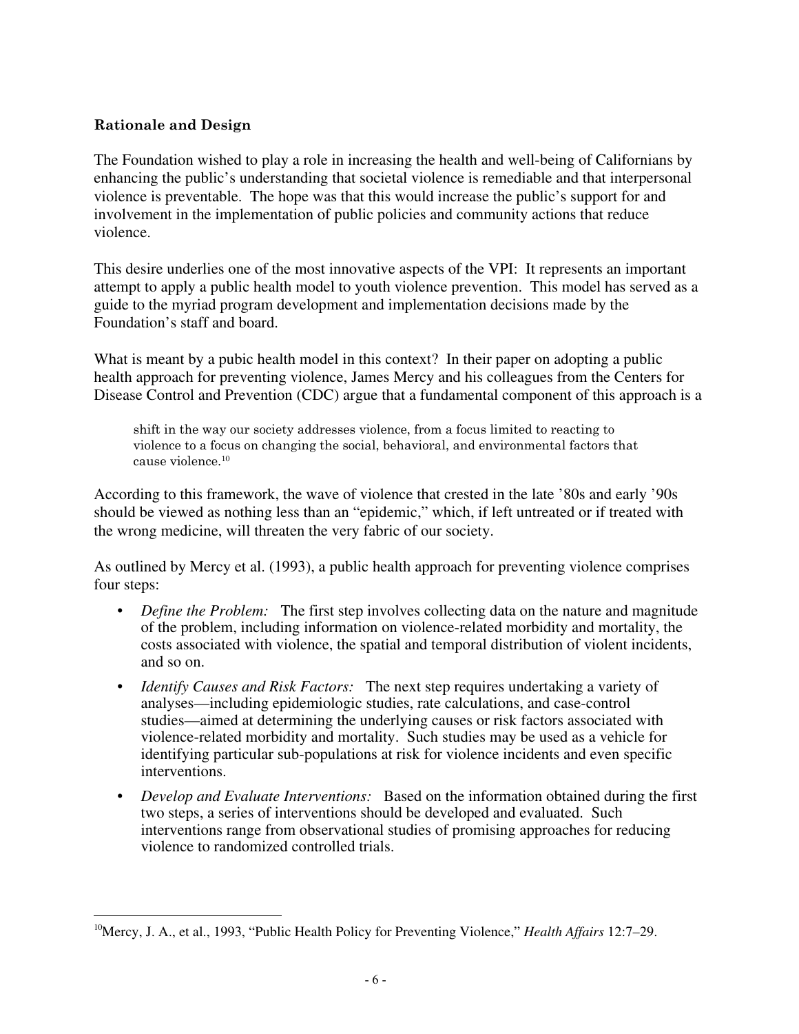### Rationale and Design

The Foundation wished to play a role in increasing the health and well-being of Californians by enhancing the public's understanding that societal violence is remediable and that interpersonal violence is preventable. The hope was that this would increase the public's support for and involvement in the implementation of public policies and community actions that reduce violence.

This desire underlies one of the most innovative aspects of the VPI: It represents an important attempt to apply a public health model to youth violence prevention. This model has served as a guide to the myriad program development and implementation decisions made by the Foundation's staff and board.

What is meant by a pubic health model in this context? In their paper on adopting a public health approach for preventing violence, James Mercy and his colleagues from the Centers for Disease Control and Prevention (CDC) argue that a fundamental component of this approach is a

> shift in the way our society addresses violence, from a focus limited to reacting to violence to a focus on changing the social, behavioral, and environmental factors that cause violence.[10]

According to this framework, the wave of violence that crested in the late '80s and early '90s should be viewed as nothing less than an "epidemic," which, if left untreated or if treated with the wrong medicine, will threaten the very fabric of our society.

As outlined by Mercy et al. (1993), a public health approach for preventing violence comprises four steps:

- *Define the Problem:* The first step involves collecting data on the nature and magnitude of the problem, including information on violence-related morbidity and mortality, the costs associated with violence, the spatial and temporal distribution of violent incidents, and so on.
- *Identify Causes and Risk Factors:* The next step requires undertaking a variety of analyses—including epidemiologic studies, rate calculations, and case-control studies—aimed at determining the underlying causes or risk factors associated with violence-related morbidity and mortality. Such studies may be used as a vehicle for identifying particular sub-populations at risk for violence incidents and even specific interventions.
- *Develop and Evaluate Interventions:* Based on the information obtained during the first two steps, a series of interventions should be developed and evaluated. Such interventions range from observational studies of promising approaches for reducing violence to randomized controlled trials.

---

[10] Mercy, J. A., et al., 1993, "Public Health Policy for Preventing Violence," *Health Affairs* 12:7–29.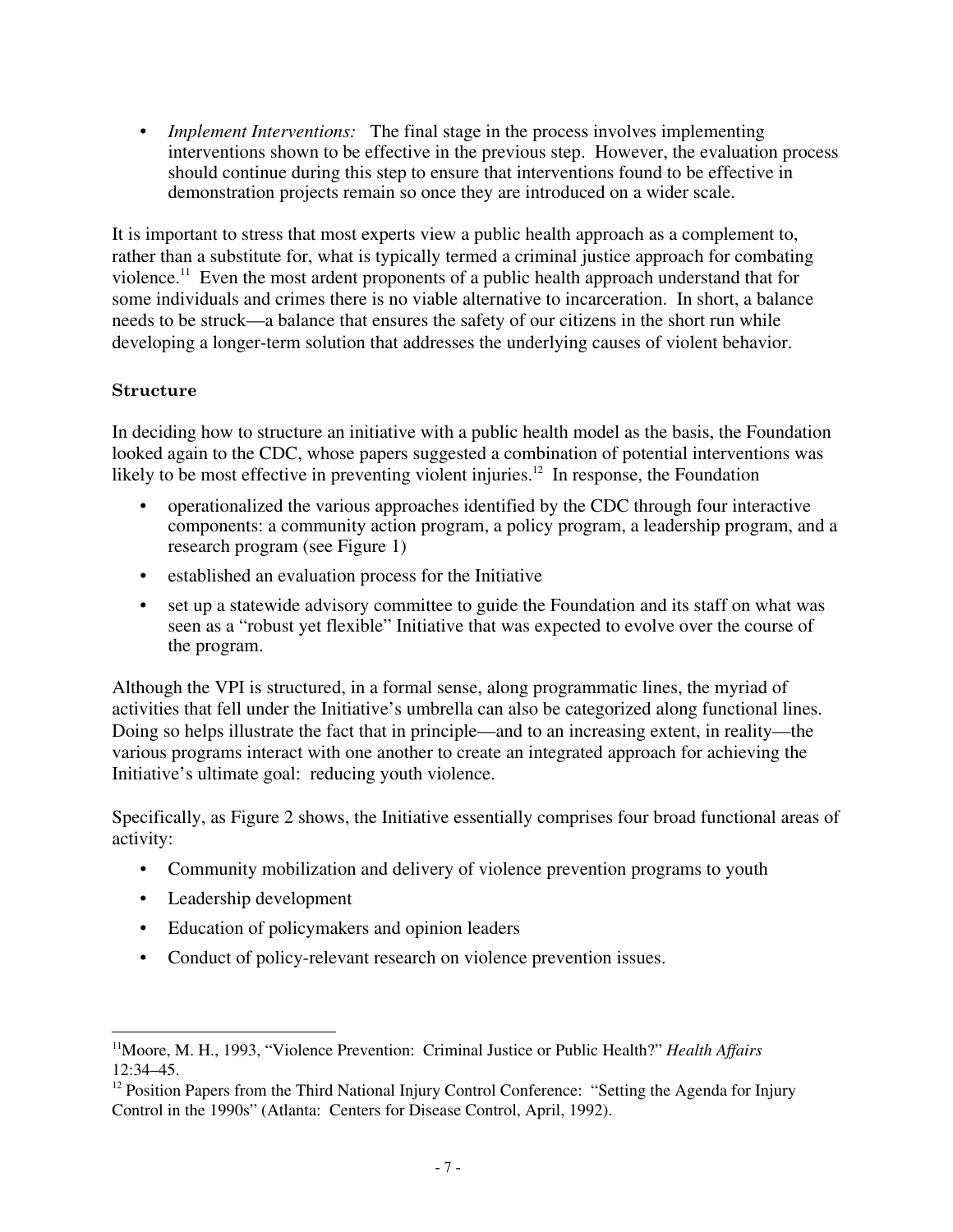- *Implement Interventions:* The final stage in the process involves implementing interventions shown to be effective in the previous step. However, the evaluation process should continue during this step to ensure that interventions found to be effective in demonstration projects remain so once they are introduced on a wider scale.

It is important to stress that most experts view a public health approach as a complement to, rather than a substitute for, what is typically termed a criminal justice approach for combating violence.[11] Even the most ardent proponents of a public health approach understand that for some individuals and crimes there is no viable alternative to incarceration. In short, a balance needs to be struck—a balance that ensures the safety of our citizens in the short run while developing a longer-term solution that addresses the underlying causes of violent behavior.

### Structure

In deciding how to structure an initiative with a public health model as the basis, the Foundation looked again to the CDC, whose papers suggested a combination of potential interventions was likely to be most effective in preventing violent injuries.[12] In response, the Foundation

- operationalized the various approaches identified by the CDC through four interactive components: a community action program, a policy program, a leadership program, and a research program (see Figure 1)
- established an evaluation process for the Initiative
- set up a statewide advisory committee to guide the Foundation and its staff on what was seen as a "robust yet flexible" Initiative that was expected to evolve over the course of the program.

Although the VPI is structured, in a formal sense, along programmatic lines, the myriad of activities that fell under the Initiative's umbrella can also be categorized along functional lines. Doing so helps illustrate the fact that in principle—and to an increasing extent, in reality—the various programs interact with one another to create an integrated approach for achieving the Initiative's ultimate goal: reducing youth violence.

Specifically, as Figure 2 shows, the Initiative essentially comprises four broad functional areas of activity:

- Community mobilization and delivery of violence prevention programs to youth
- Leadership development
- Education of policymakers and opinion leaders
- Conduct of policy-relevant research on violence prevention issues.

---

[11] Moore, M. H., 1993, "Violence Prevention: Criminal Justice or Public Health?" *Health Affairs* 12:34–45.

[12] Position Papers from the Third National Injury Control Conference: "Setting the Agenda for Injury Control in the 1990s" (Atlanta: Centers for Disease Control, April, 1992).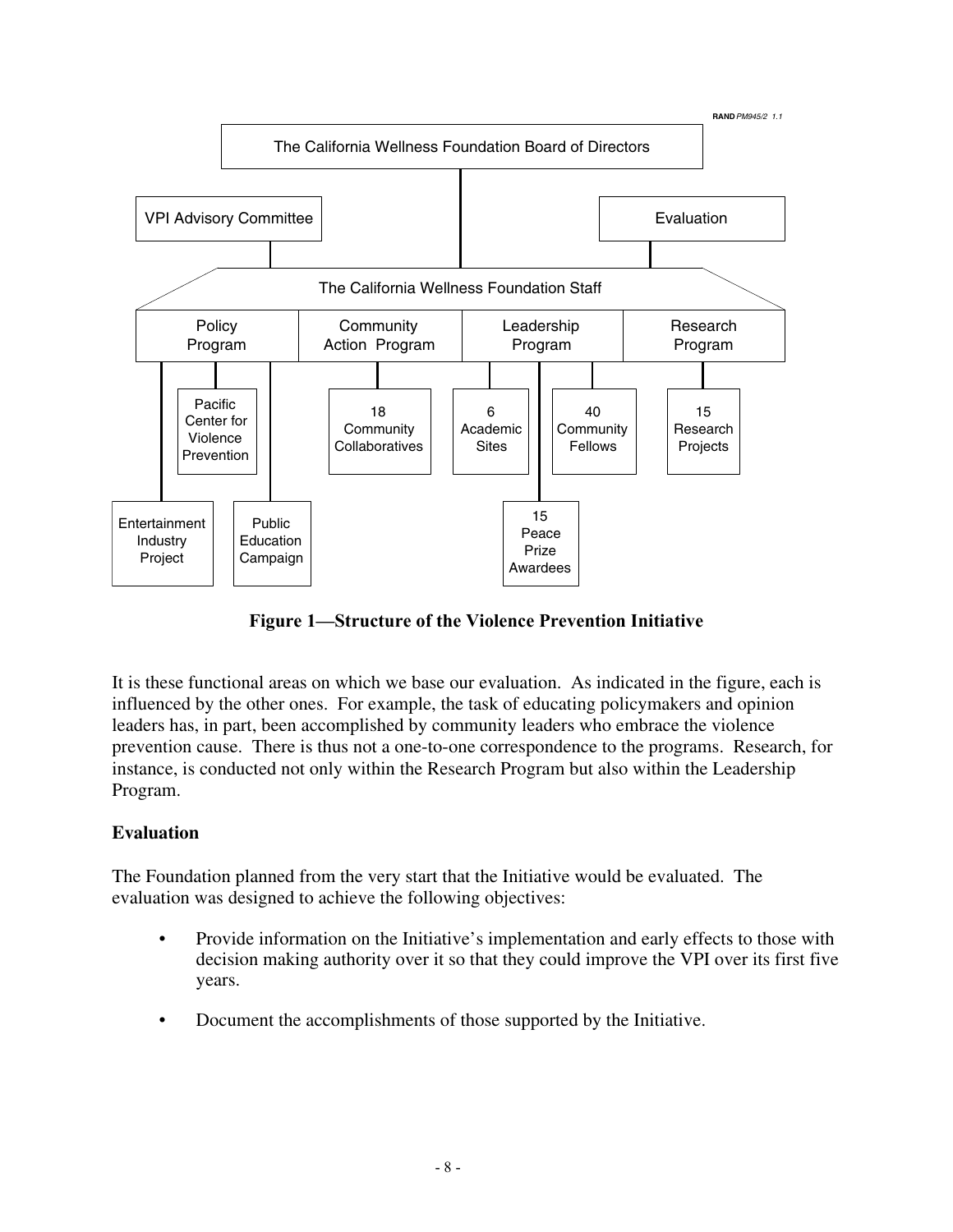RAND PM945/2 1.1

- The California Wellness Foundation Board of Directors
  - VPI Advisory Committee
  - Evaluation
  - The California Wellness Foundation Staff
    - Policy Program
      - Pacific Center for Violence Prevention
      - Entertainment Industry Project
      - Public Education Campaign
    - Community Action Program
      - 18 Community Collaboratives
    - Leadership Program
      - 6 Academic Sites
      - 40 Community Fellows
      - 15 Peace Prize Awardees
    - Research Program
      - 15 Research Projects

**Figure 1—Structure of the Violence Prevention Initiative**

It is these functional areas on which we base our evaluation. As indicated in the figure, each is influenced by the other ones. For example, the task of educating policymakers and opinion leaders has, in part, been accomplished by community leaders who embrace the violence prevention cause. There is thus not a one-to-one correspondence to the programs. Research, for instance, is conducted not only within the Research Program but also within the Leadership Program.

### Evaluation

The Foundation planned from the very start that the Initiative would be evaluated. The evaluation was designed to achieve the following objectives:

- Provide information on the Initiative's implementation and early effects to those with decision making authority over it so that they could improve the VPI over its first five years.
- Document the accomplishments of those supported by the Initiative.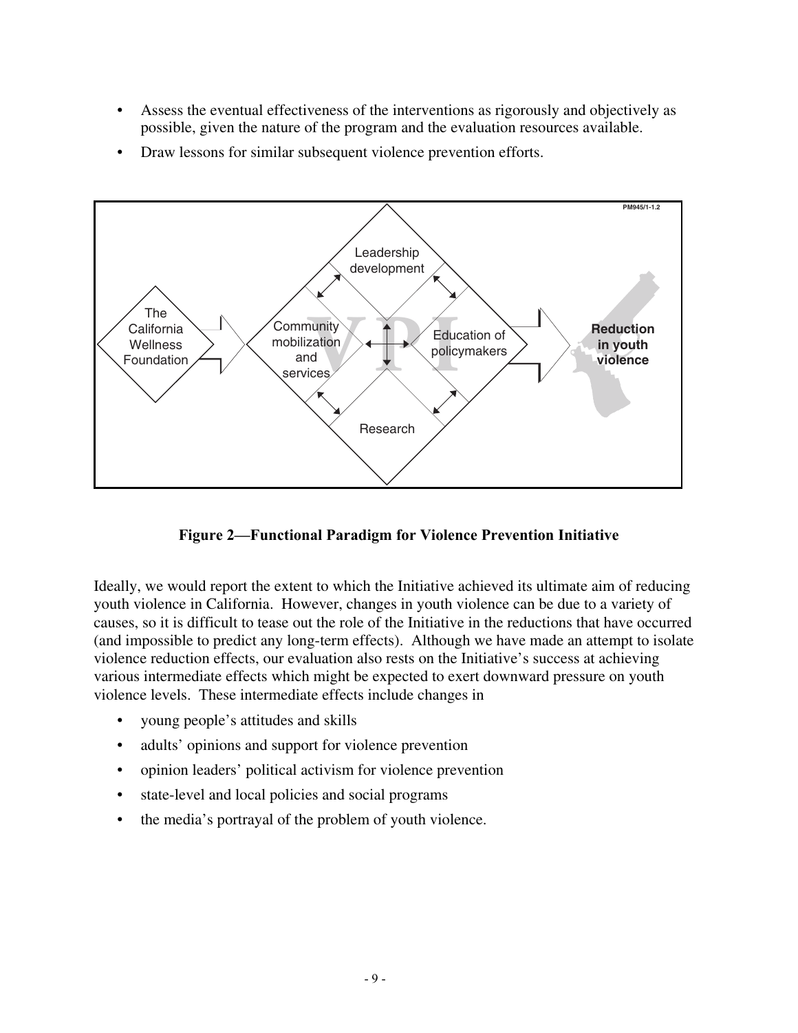- Assess the eventual effectiveness of the interventions as rigorously and objectively as possible, given the nature of the program and the evaluation resources available.
- Draw lessons for similar subsequent violence prevention efforts.

**Figure 2—Functional Paradigm for Violence Prevention Initiative**

Ideally, we would report the extent to which the Initiative achieved its ultimate aim of reducing youth violence in California. However, changes in youth violence can be due to a variety of causes, so it is difficult to tease out the role of the Initiative in the reductions that have occurred (and impossible to predict any long-term effects). Although we have made an attempt to isolate violence reduction effects, our evaluation also rests on the Initiative's success at achieving various intermediate effects which might be expected to exert downward pressure on youth violence levels. These intermediate effects include changes in

- young people's attitudes and skills
- adults' opinions and support for violence prevention
- opinion leaders' political activism for violence prevention
- state-level and local policies and social programs
- the media's portrayal of the problem of youth violence.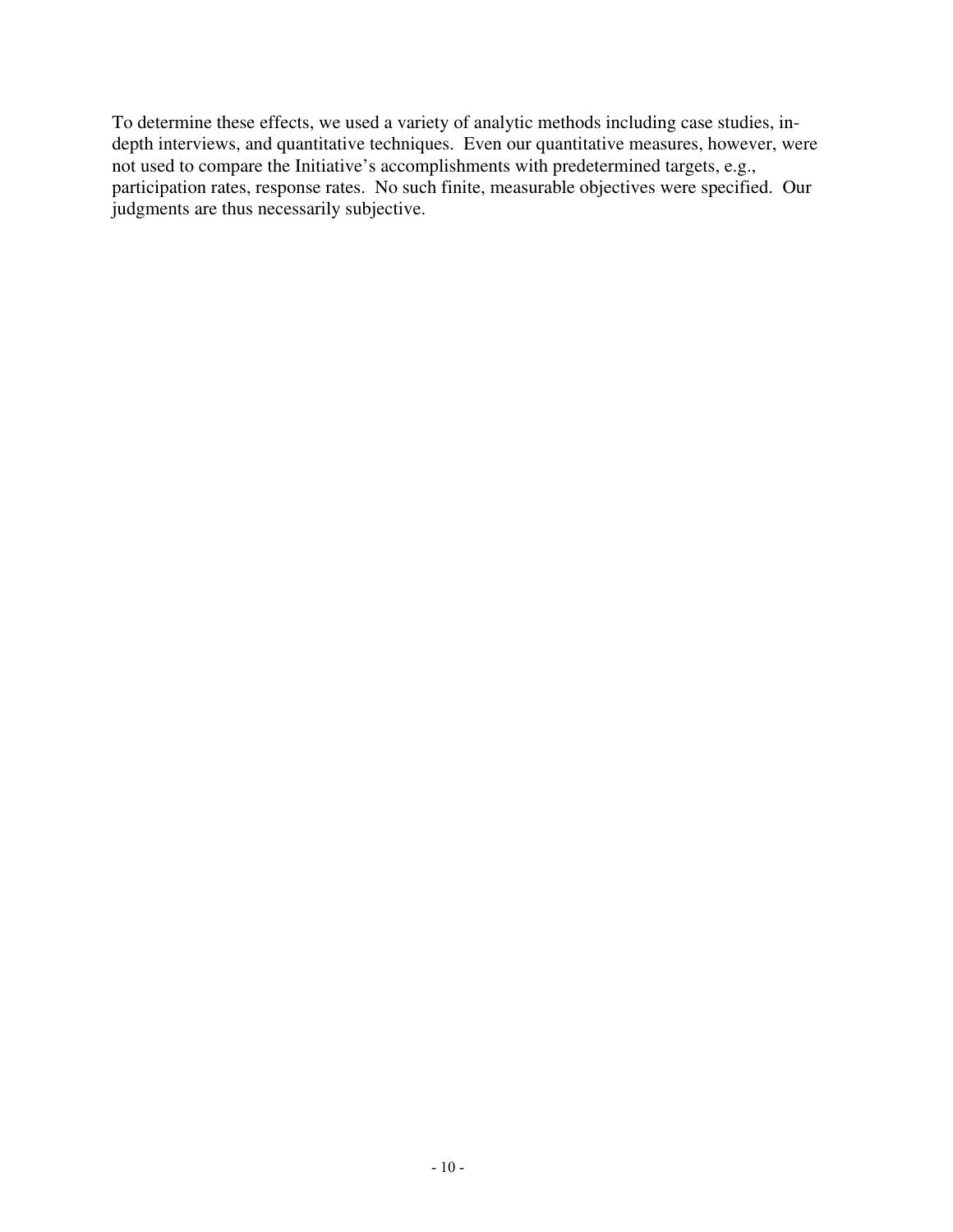To determine these effects, we used a variety of analytic methods including case studies, in-depth interviews, and quantitative techniques. Even our quantitative measures, however, were not used to compare the Initiative's accomplishments with predetermined targets, e.g., participation rates, response rates. No such finite, measurable objectives were specified. Our judgments are thus necessarily subjective.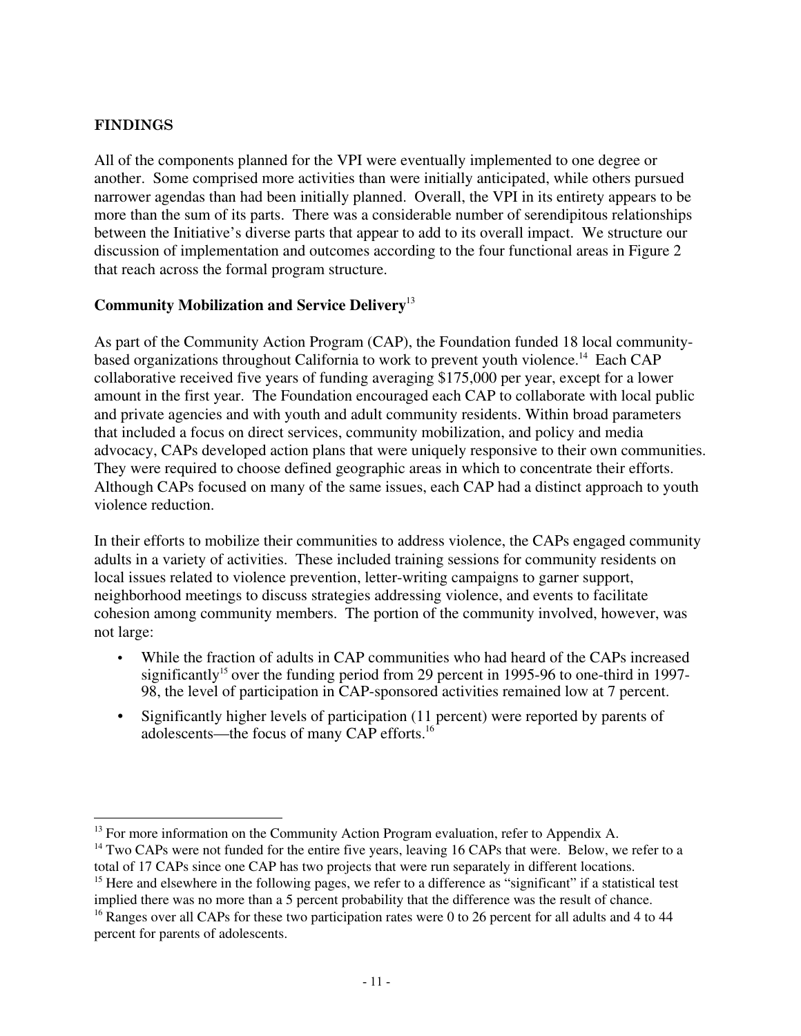## FINDINGS

All of the components planned for the VPI were eventually implemented to one degree or another. Some comprised more activities than were initially anticipated, while others pursued narrower agendas than had been initially planned. Overall, the VPI in its entirety appears to be more than the sum of its parts. There was a considerable number of serendipitous relationships between the Initiative's diverse parts that appear to add to its overall impact. We structure our discussion of implementation and outcomes according to the four functional areas in Figure 2 that reach across the formal program structure.

### Community Mobilization and Service Delivery[13]

As part of the Community Action Program (CAP), the Foundation funded 18 local community-based organizations throughout California to work to prevent youth violence.[14] Each CAP collaborative received five years of funding averaging $175,000 per year, except for a lower amount in the first year. The Foundation encouraged each CAP to collaborate with local public and private agencies and with youth and adult community residents. Within broad parameters that included a focus on direct services, community mobilization, and policy and media advocacy, CAPs developed action plans that were uniquely responsive to their own communities. They were required to choose defined geographic areas in which to concentrate their efforts. Although CAPs focused on many of the same issues, each CAP had a distinct approach to youth violence reduction.

In their efforts to mobilize their communities to address violence, the CAPs engaged community adults in a variety of activities. These included training sessions for community residents on local issues related to violence prevention, letter-writing campaigns to garner support, neighborhood meetings to discuss strategies addressing violence, and events to facilitate cohesion among community members. The portion of the community involved, however, was not large:

- While the fraction of adults in CAP communities who had heard of the CAPs increased significantly[15] over the funding period from 29 percent in 1995-96 to one-third in 1997-98, the level of participation in CAP-sponsored activities remained low at 7 percent.
- Significantly higher levels of participation (11 percent) were reported by parents of adolescents—the focus of many CAP efforts.[16]

---

[13] For more information on the Community Action Program evaluation, refer to Appendix A.

[14] Two CAPs were not funded for the entire five years, leaving 16 CAPs that were. Below, we refer to a total of 17 CAPs since one CAP has two projects that were run separately in different locations.

[15] Here and elsewhere in the following pages, we refer to a difference as "significant" if a statistical test implied there was no more than a 5 percent probability that the difference was the result of chance.

[16] Ranges over all CAPs for these two participation rates were 0 to 26 percent for all adults and 4 to 44 percent for parents of adolescents.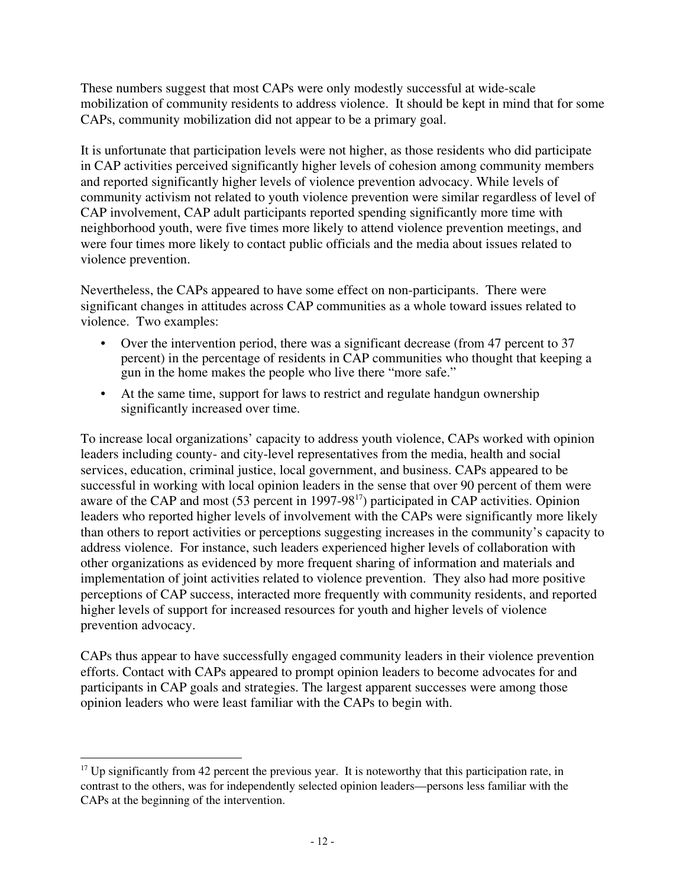These numbers suggest that most CAPs were only modestly successful at wide-scale mobilization of community residents to address violence. It should be kept in mind that for some CAPs, community mobilization did not appear to be a primary goal.

It is unfortunate that participation levels were not higher, as those residents who did participate in CAP activities perceived significantly higher levels of cohesion among community members and reported significantly higher levels of violence prevention advocacy. While levels of community activism not related to youth violence prevention were similar regardless of level of CAP involvement, CAP adult participants reported spending significantly more time with neighborhood youth, were five times more likely to attend violence prevention meetings, and were four times more likely to contact public officials and the media about issues related to violence prevention.

Nevertheless, the CAPs appeared to have some effect on non-participants. There were significant changes in attitudes across CAP communities as a whole toward issues related to violence. Two examples:

- Over the intervention period, there was a significant decrease (from 47 percent to 37 percent) in the percentage of residents in CAP communities who thought that keeping a gun in the home makes the people who live there "more safe."
- At the same time, support for laws to restrict and regulate handgun ownership significantly increased over time.

To increase local organizations' capacity to address youth violence, CAPs worked with opinion leaders including county- and city-level representatives from the media, health and social services, education, criminal justice, local government, and business. CAPs appeared to be successful in working with local opinion leaders in the sense that over 90 percent of them were aware of the CAP and most (53 percent in 1997-98[17]) participated in CAP activities. Opinion leaders who reported higher levels of involvement with the CAPs were significantly more likely than others to report activities or perceptions suggesting increases in the community's capacity to address violence. For instance, such leaders experienced higher levels of collaboration with other organizations as evidenced by more frequent sharing of information and materials and implementation of joint activities related to violence prevention. They also had more positive perceptions of CAP success, interacted more frequently with community residents, and reported higher levels of support for increased resources for youth and higher levels of violence prevention advocacy.

CAPs thus appear to have successfully engaged community leaders in their violence prevention efforts. Contact with CAPs appeared to prompt opinion leaders to become advocates for and participants in CAP goals and strategies. The largest apparent successes were among those opinion leaders who were least familiar with the CAPs to begin with.

---

[17] Up significantly from 42 percent the previous year. It is noteworthy that this participation rate, in contrast to the others, was for independently selected opinion leaders—persons less familiar with the CAPs at the beginning of the intervention.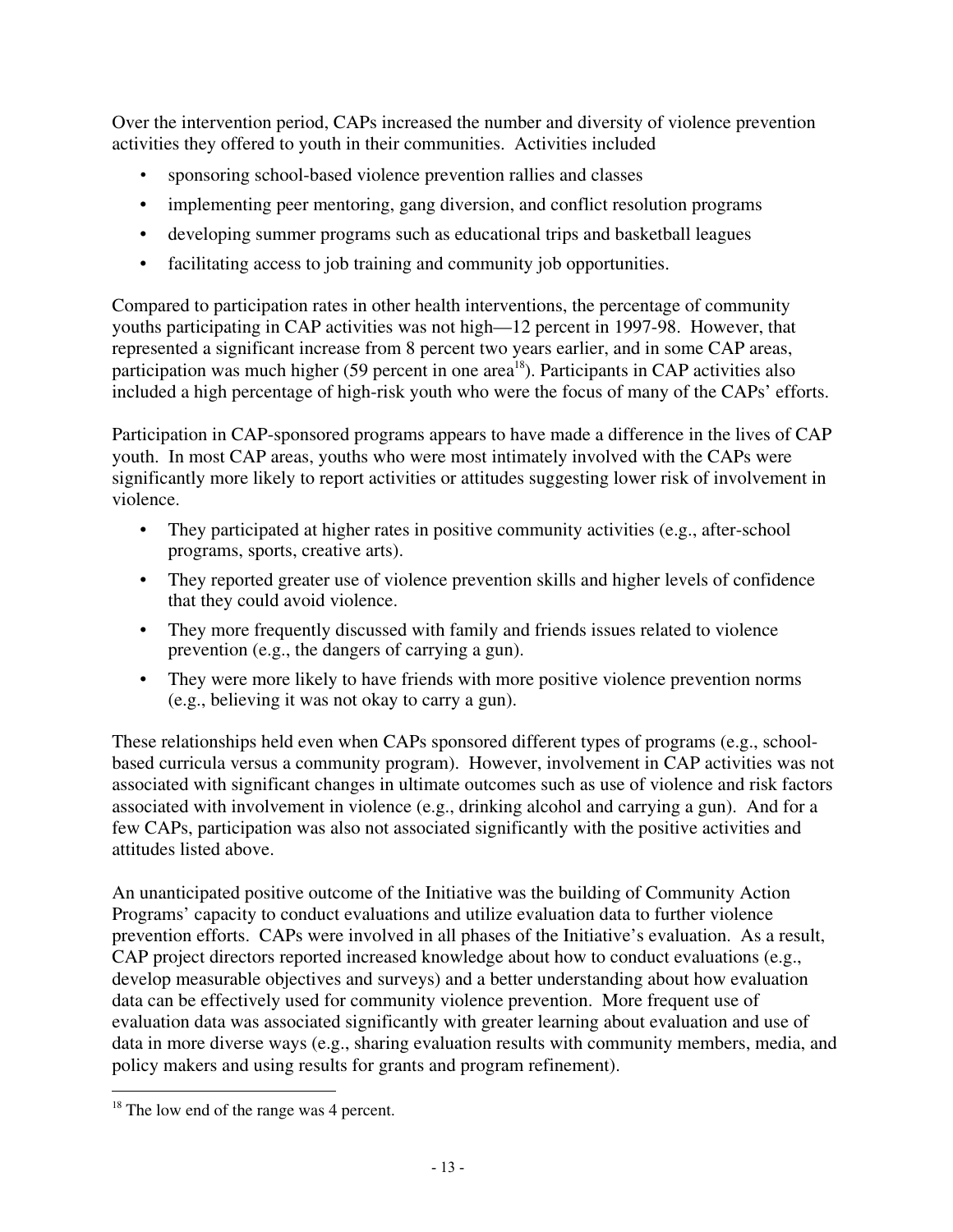Over the intervention period, CAPs increased the number and diversity of violence prevention activities they offered to youth in their communities. Activities included

- sponsoring school-based violence prevention rallies and classes
- implementing peer mentoring, gang diversion, and conflict resolution programs
- developing summer programs such as educational trips and basketball leagues
- facilitating access to job training and community job opportunities.

Compared to participation rates in other health interventions, the percentage of community youths participating in CAP activities was not high—12 percent in 1997-98. However, that represented a significant increase from 8 percent two years earlier, and in some CAP areas, participation was much higher (59 percent in one area[18]). Participants in CAP activities also included a high percentage of high-risk youth who were the focus of many of the CAPs' efforts.

Participation in CAP-sponsored programs appears to have made a difference in the lives of CAP youth. In most CAP areas, youths who were most intimately involved with the CAPs were significantly more likely to report activities or attitudes suggesting lower risk of involvement in violence.

- They participated at higher rates in positive community activities (e.g., after-school programs, sports, creative arts).
- They reported greater use of violence prevention skills and higher levels of confidence that they could avoid violence.
- They more frequently discussed with family and friends issues related to violence prevention (e.g., the dangers of carrying a gun).
- They were more likely to have friends with more positive violence prevention norms (e.g., believing it was not okay to carry a gun).

These relationships held even when CAPs sponsored different types of programs (e.g., school-based curricula versus a community program). However, involvement in CAP activities was not associated with significant changes in ultimate outcomes such as use of violence and risk factors associated with involvement in violence (e.g., drinking alcohol and carrying a gun). And for a few CAPs, participation was also not associated significantly with the positive activities and attitudes listed above.

An unanticipated positive outcome of the Initiative was the building of Community Action Programs' capacity to conduct evaluations and utilize evaluation data to further violence prevention efforts. CAPs were involved in all phases of the Initiative's evaluation. As a result, CAP project directors reported increased knowledge about how to conduct evaluations (e.g., develop measurable objectives and surveys) and a better understanding about how evaluation data can be effectively used for community violence prevention. More frequent use of evaluation data was associated significantly with greater learning about evaluation and use of data in more diverse ways (e.g., sharing evaluation results with community members, media, and policy makers and using results for grants and program refinement).

[18] The low end of the range was 4 percent.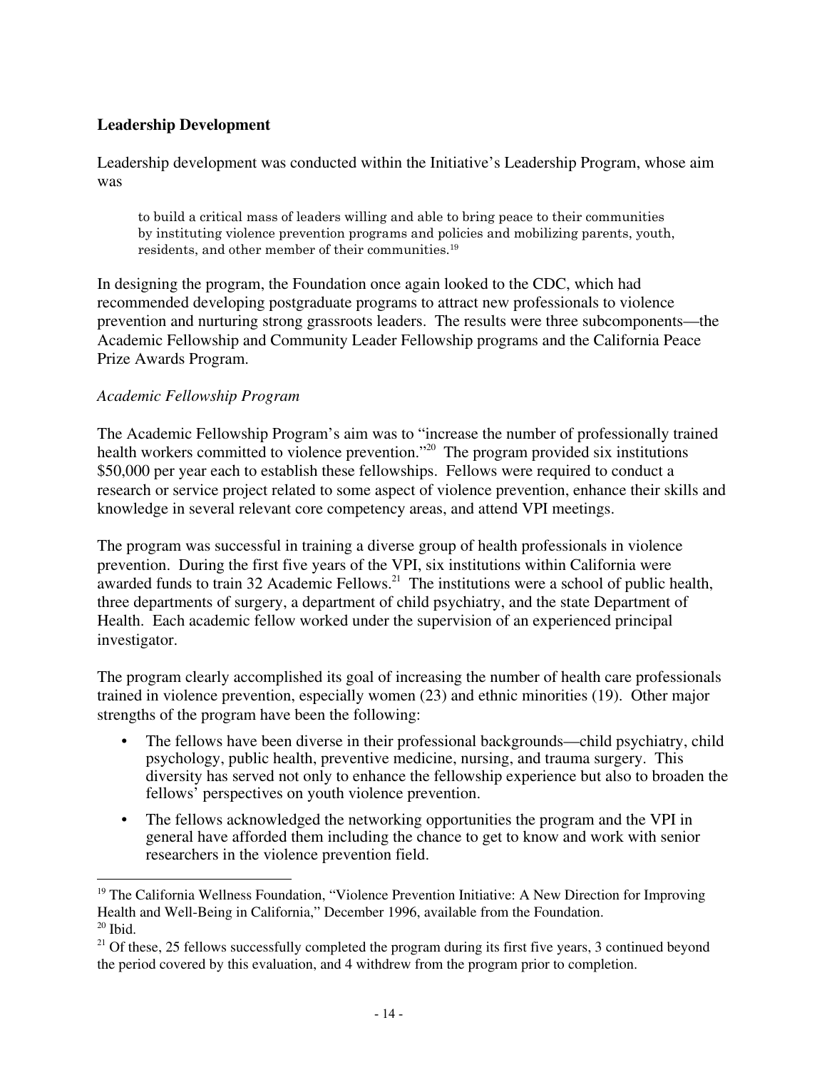## Leadership Development

Leadership development was conducted within the Initiative's Leadership Program, whose aim was

> to build a critical mass of leaders willing and able to bring peace to their communities by instituting violence prevention programs and policies and mobilizing parents, youth, residents, and other member of their communities.[19]

In designing the program, the Foundation once again looked to the CDC, which had recommended developing postgraduate programs to attract new professionals to violence prevention and nurturing strong grassroots leaders. The results were three subcomponents—the Academic Fellowship and Community Leader Fellowship programs and the California Peace Prize Awards Program.

### *Academic Fellowship Program*

The Academic Fellowship Program's aim was to "increase the number of professionally trained health workers committed to violence prevention."[20] The program provided six institutions $50,000 per year each to establish these fellowships. Fellows were required to conduct a research or service project related to some aspect of violence prevention, enhance their skills and knowledge in several relevant core competency areas, and attend VPI meetings.

The program was successful in training a diverse group of health professionals in violence prevention. During the first five years of the VPI, six institutions within California were awarded funds to train 32 Academic Fellows.[21] The institutions were a school of public health, three departments of surgery, a department of child psychiatry, and the state Department of Health. Each academic fellow worked under the supervision of an experienced principal investigator.

The program clearly accomplished its goal of increasing the number of health care professionals trained in violence prevention, especially women (23) and ethnic minorities (19). Other major strengths of the program have been the following:

- The fellows have been diverse in their professional backgrounds—child psychiatry, child psychology, public health, preventive medicine, nursing, and trauma surgery. This diversity has served not only to enhance the fellowship experience but also to broaden the fellows' perspectives on youth violence prevention.
- The fellows acknowledged the networking opportunities the program and the VPI in general have afforded them including the chance to get to know and work with senior researchers in the violence prevention field.

---

[19] The California Wellness Foundation, "Violence Prevention Initiative: A New Direction for Improving Health and Well-Being in California," December 1996, available from the Foundation.

[20] Ibid.

[21] Of these, 25 fellows successfully completed the program during its first five years, 3 continued beyond the period covered by this evaluation, and 4 withdrew from the program prior to completion.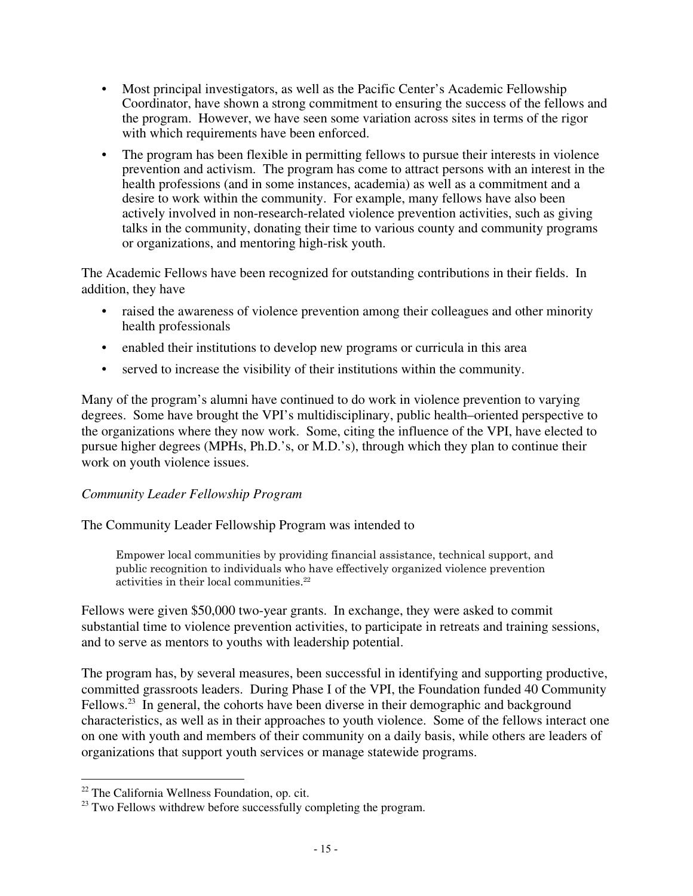- Most principal investigators, as well as the Pacific Center's Academic Fellowship Coordinator, have shown a strong commitment to ensuring the success of the fellows and the program. However, we have seen some variation across sites in terms of the rigor with which requirements have been enforced.
- The program has been flexible in permitting fellows to pursue their interests in violence prevention and activism. The program has come to attract persons with an interest in the health professions (and in some instances, academia) as well as a commitment and a desire to work within the community. For example, many fellows have also been actively involved in non-research-related violence prevention activities, such as giving talks in the community, donating their time to various county and community programs or organizations, and mentoring high-risk youth.

The Academic Fellows have been recognized for outstanding contributions in their fields. In addition, they have

- raised the awareness of violence prevention among their colleagues and other minority health professionals
- enabled their institutions to develop new programs or curricula in this area
- served to increase the visibility of their institutions within the community.

Many of the program's alumni have continued to do work in violence prevention to varying degrees. Some have brought the VPI's multidisciplinary, public health–oriented perspective to the organizations where they now work. Some, citing the influence of the VPI, have elected to pursue higher degrees (MPHs, Ph.D.'s, or M.D.'s), through which they plan to continue their work on youth violence issues.

*Community Leader Fellowship Program*

The Community Leader Fellowship Program was intended to

> Empower local communities by providing financial assistance, technical support, and public recognition to individuals who have effectively organized violence prevention activities in their local communities.[22]

Fellows were given $50,000 two-year grants. In exchange, they were asked to commit substantial time to violence prevention activities, to participate in retreats and training sessions, and to serve as mentors to youths with leadership potential.

The program has, by several measures, been successful in identifying and supporting productive, committed grassroots leaders. During Phase I of the VPI, the Foundation funded 40 Community Fellows.[23] In general, the cohorts have been diverse in their demographic and background characteristics, as well as in their approaches to youth violence. Some of the fellows interact one on one with youth and members of their community on a daily basis, while others are leaders of organizations that support youth services or manage statewide programs.

---

[22] The California Wellness Foundation, op. cit.

[23] Two Fellows withdrew before successfully completing the program.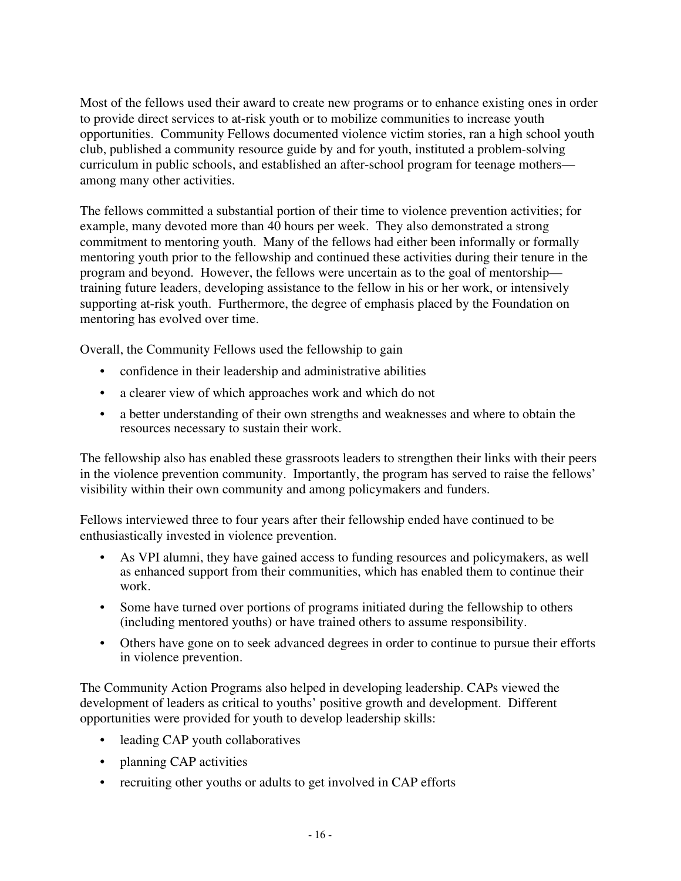Most of the fellows used their award to create new programs or to enhance existing ones in order to provide direct services to at-risk youth or to mobilize communities to increase youth opportunities. Community Fellows documented violence victim stories, ran a high school youth club, published a community resource guide by and for youth, instituted a problem-solving curriculum in public schools, and established an after-school program for teenage mothers—among many other activities.

The fellows committed a substantial portion of their time to violence prevention activities; for example, many devoted more than 40 hours per week. They also demonstrated a strong commitment to mentoring youth. Many of the fellows had either been informally or formally mentoring youth prior to the fellowship and continued these activities during their tenure in the program and beyond. However, the fellows were uncertain as to the goal of mentorship—training future leaders, developing assistance to the fellow in his or her work, or intensively supporting at-risk youth. Furthermore, the degree of emphasis placed by the Foundation on mentoring has evolved over time.

Overall, the Community Fellows used the fellowship to gain

- confidence in their leadership and administrative abilities
- a clearer view of which approaches work and which do not
- a better understanding of their own strengths and weaknesses and where to obtain the resources necessary to sustain their work.

The fellowship also has enabled these grassroots leaders to strengthen their links with their peers in the violence prevention community. Importantly, the program has served to raise the fellows' visibility within their own community and among policymakers and funders.

Fellows interviewed three to four years after their fellowship ended have continued to be enthusiastically invested in violence prevention.

- As VPI alumni, they have gained access to funding resources and policymakers, as well as enhanced support from their communities, which has enabled them to continue their work.
- Some have turned over portions of programs initiated during the fellowship to others (including mentored youths) or have trained others to assume responsibility.
- Others have gone on to seek advanced degrees in order to continue to pursue their efforts in violence prevention.

The Community Action Programs also helped in developing leadership. CAPs viewed the development of leaders as critical to youths' positive growth and development. Different opportunities were provided for youth to develop leadership skills:

- leading CAP youth collaboratives
- planning CAP activities
- recruiting other youths or adults to get involved in CAP efforts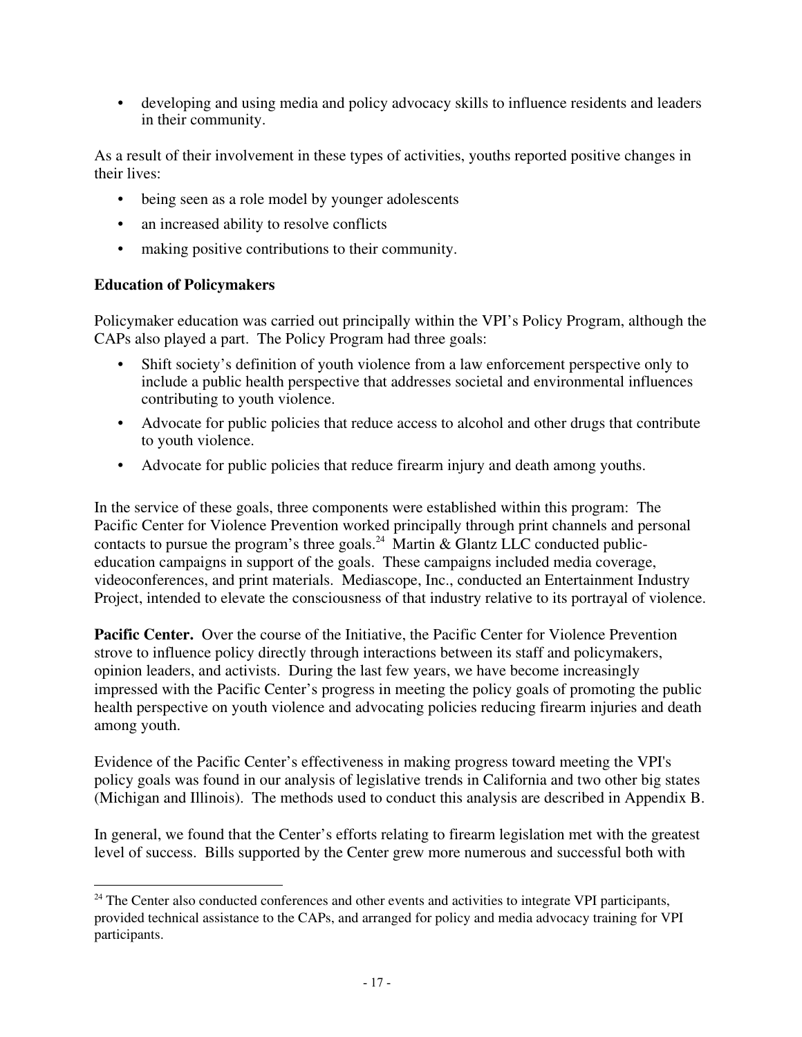- developing and using media and policy advocacy skills to influence residents and leaders in their community.

As a result of their involvement in these types of activities, youths reported positive changes in their lives:

- being seen as a role model by younger adolescents
- an increased ability to resolve conflicts
- making positive contributions to their community.

**Education of Policymakers**

Policymaker education was carried out principally within the VPI's Policy Program, although the CAPs also played a part. The Policy Program had three goals:

- Shift society's definition of youth violence from a law enforcement perspective only to include a public health perspective that addresses societal and environmental influences contributing to youth violence.
- Advocate for public policies that reduce access to alcohol and other drugs that contribute to youth violence.
- Advocate for public policies that reduce firearm injury and death among youths.

In the service of these goals, three components were established within this program: The Pacific Center for Violence Prevention worked principally through print channels and personal contacts to pursue the program's three goals.[24] Martin & Glantz LLC conducted public-education campaigns in support of the goals. These campaigns included media coverage, videoconferences, and print materials. Mediascope, Inc., conducted an Entertainment Industry Project, intended to elevate the consciousness of that industry relative to its portrayal of violence.

**Pacific Center.** Over the course of the Initiative, the Pacific Center for Violence Prevention strove to influence policy directly through interactions between its staff and policymakers, opinion leaders, and activists. During the last few years, we have become increasingly impressed with the Pacific Center's progress in meeting the policy goals of promoting the public health perspective on youth violence and advocating policies reducing firearm injuries and death among youth.

Evidence of the Pacific Center's effectiveness in making progress toward meeting the VPI's policy goals was found in our analysis of legislative trends in California and two other big states (Michigan and Illinois). The methods used to conduct this analysis are described in Appendix B.

In general, we found that the Center's efforts relating to firearm legislation met with the greatest level of success. Bills supported by the Center grew more numerous and successful both with

[24] The Center also conducted conferences and other events and activities to integrate VPI participants, provided technical assistance to the CAPs, and arranged for policy and media advocacy training for VPI participants.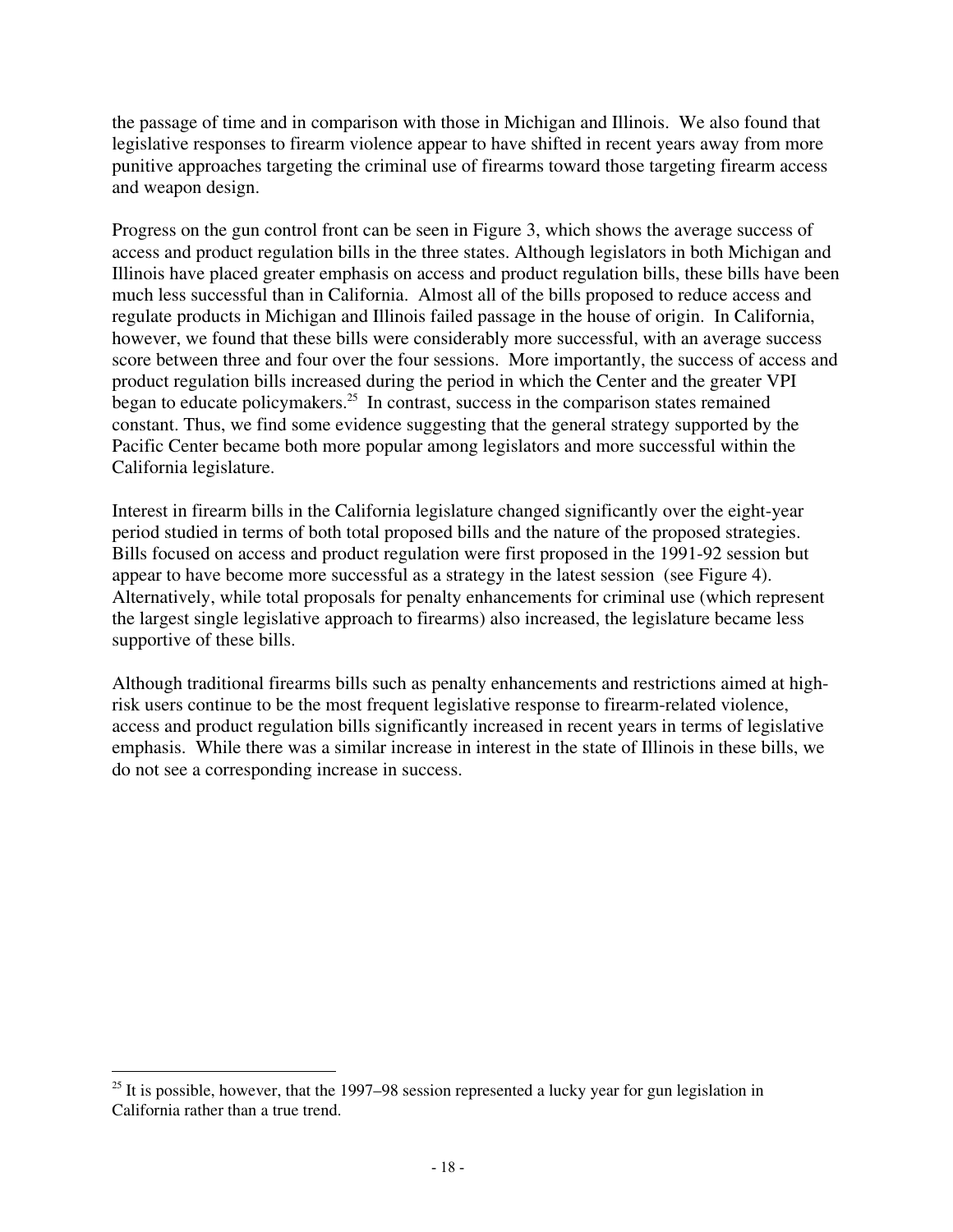the passage of time and in comparison with those in Michigan and Illinois. We also found that legislative responses to firearm violence appear to have shifted in recent years away from more punitive approaches targeting the criminal use of firearms toward those targeting firearm access and weapon design.

Progress on the gun control front can be seen in Figure 3, which shows the average success of access and product regulation bills in the three states. Although legislators in both Michigan and Illinois have placed greater emphasis on access and product regulation bills, these bills have been much less successful than in California. Almost all of the bills proposed to reduce access and regulate products in Michigan and Illinois failed passage in the house of origin. In California, however, we found that these bills were considerably more successful, with an average success score between three and four over the four sessions. More importantly, the success of access and product regulation bills increased during the period in which the Center and the greater VPI began to educate policymakers.[25] In contrast, success in the comparison states remained constant. Thus, we find some evidence suggesting that the general strategy supported by the Pacific Center became both more popular among legislators and more successful within the California legislature.

Interest in firearm bills in the California legislature changed significantly over the eight-year period studied in terms of both total proposed bills and the nature of the proposed strategies. Bills focused on access and product regulation were first proposed in the 1991-92 session but appear to have become more successful as a strategy in the latest session (see Figure 4). Alternatively, while total proposals for penalty enhancements for criminal use (which represent the largest single legislative approach to firearms) also increased, the legislature became less supportive of these bills.

Although traditional firearms bills such as penalty enhancements and restrictions aimed at high-risk users continue to be the most frequent legislative response to firearm-related violence, access and product regulation bills significantly increased in recent years in terms of legislative emphasis. While there was a similar increase in interest in the state of Illinois in these bills, we do not see a corresponding increase in success.

[25] It is possible, however, that the 1997–98 session represented a lucky year for gun legislation in California rather than a true trend.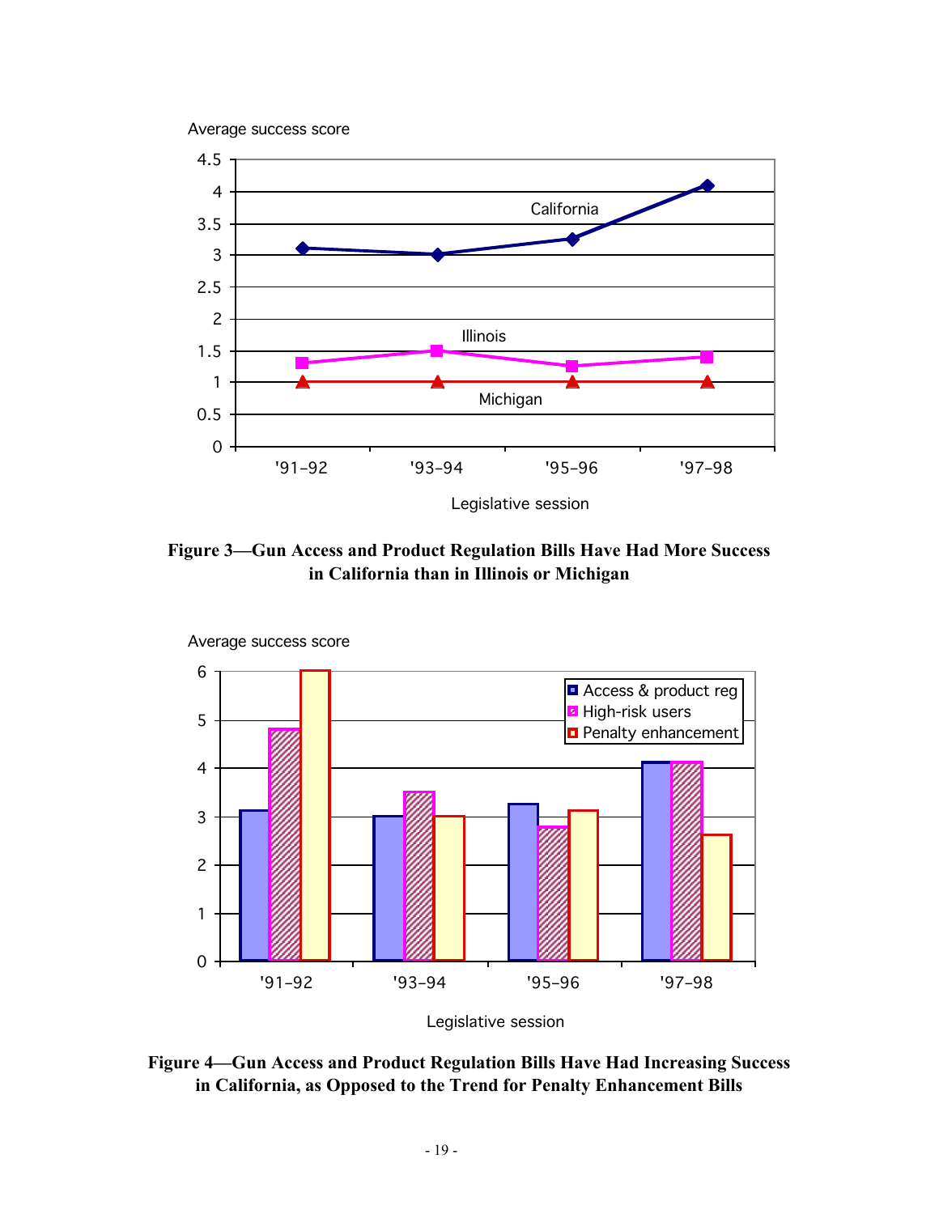Average success score

Legislative session

**Figure 3—Gun Access and Product Regulation Bills Have Had More Success in California than in Illinois or Michigan**

Average success score

Legislative session

**Figure 4—Gun Access and Product Regulation Bills Have Had Increasing Success in California, as Opposed to the Trend for Penalty Enhancement Bills**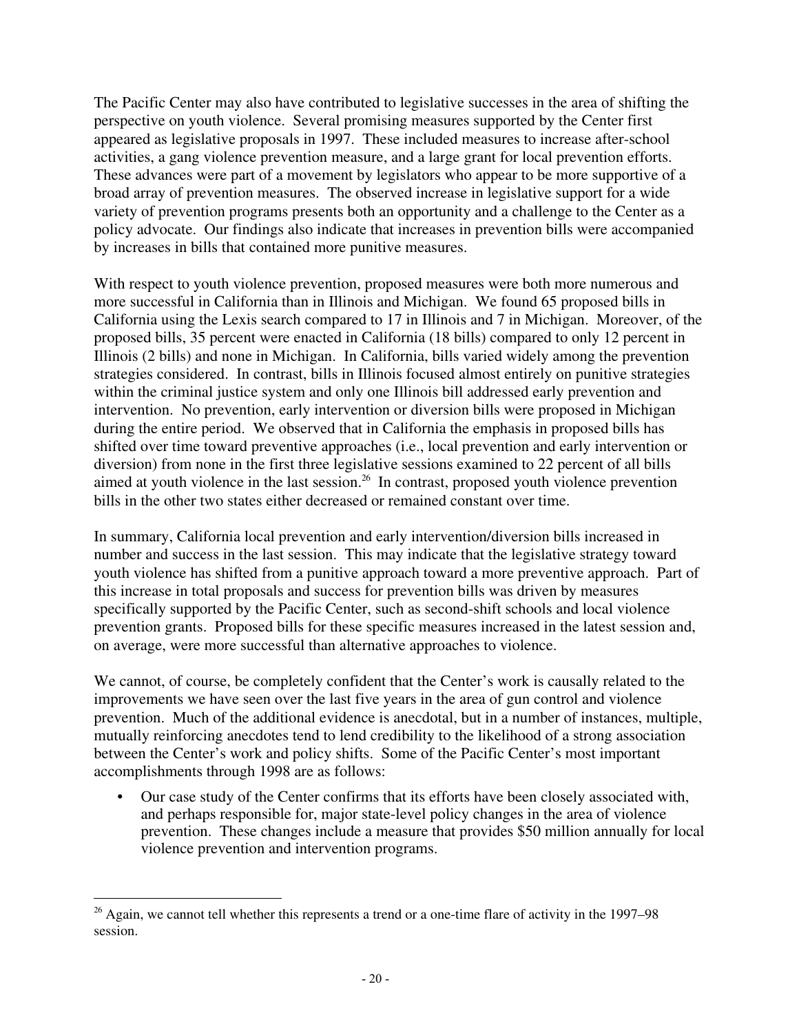The Pacific Center may also have contributed to legislative successes in the area of shifting the perspective on youth violence. Several promising measures supported by the Center first appeared as legislative proposals in 1997. These included measures to increase after-school activities, a gang violence prevention measure, and a large grant for local prevention efforts. These advances were part of a movement by legislators who appear to be more supportive of a broad array of prevention measures. The observed increase in legislative support for a wide variety of prevention programs presents both an opportunity and a challenge to the Center as a policy advocate. Our findings also indicate that increases in prevention bills were accompanied by increases in bills that contained more punitive measures.

With respect to youth violence prevention, proposed measures were both more numerous and more successful in California than in Illinois and Michigan. We found 65 proposed bills in California using the Lexis search compared to 17 in Illinois and 7 in Michigan. Moreover, of the proposed bills, 35 percent were enacted in California (18 bills) compared to only 12 percent in Illinois (2 bills) and none in Michigan. In California, bills varied widely among the prevention strategies considered. In contrast, bills in Illinois focused almost entirely on punitive strategies within the criminal justice system and only one Illinois bill addressed early prevention and intervention. No prevention, early intervention or diversion bills were proposed in Michigan during the entire period. We observed that in California the emphasis in proposed bills has shifted over time toward preventive approaches (i.e., local prevention and early intervention or diversion) from none in the first three legislative sessions examined to 22 percent of all bills aimed at youth violence in the last session.[26] In contrast, proposed youth violence prevention bills in the other two states either decreased or remained constant over time.

In summary, California local prevention and early intervention/diversion bills increased in number and success in the last session. This may indicate that the legislative strategy toward youth violence has shifted from a punitive approach toward a more preventive approach. Part of this increase in total proposals and success for prevention bills was driven by measures specifically supported by the Pacific Center, such as second-shift schools and local violence prevention grants. Proposed bills for these specific measures increased in the latest session and, on average, were more successful than alternative approaches to violence.

We cannot, of course, be completely confident that the Center's work is causally related to the improvements we have seen over the last five years in the area of gun control and violence prevention. Much of the additional evidence is anecdotal, but in a number of instances, multiple, mutually reinforcing anecdotes tend to lend credibility to the likelihood of a strong association between the Center's work and policy shifts. Some of the Pacific Center's most important accomplishments through 1998 are as follows:

- Our case study of the Center confirms that its efforts have been closely associated with, and perhaps responsible for, major state-level policy changes in the area of violence prevention. These changes include a measure that provides $50 million annually for local violence prevention and intervention programs.

[26] Again, we cannot tell whether this represents a trend or a one-time flare of activity in the 1997–98 session.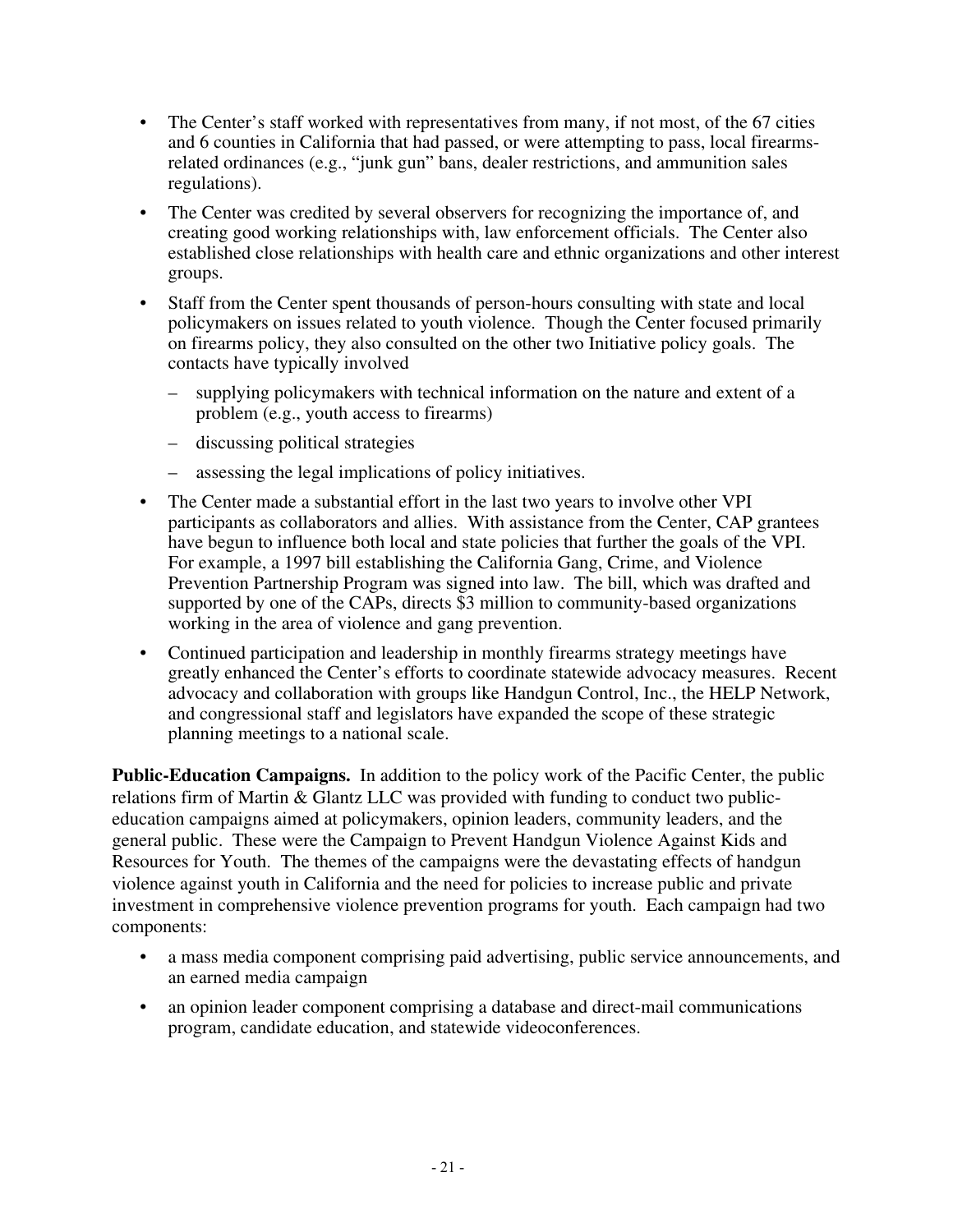- The Center's staff worked with representatives from many, if not most, of the 67 cities and 6 counties in California that had passed, or were attempting to pass, local firearms-related ordinances (e.g., "junk gun" bans, dealer restrictions, and ammunition sales regulations).
- The Center was credited by several observers for recognizing the importance of, and creating good working relationships with, law enforcement officials. The Center also established close relationships with health care and ethnic organizations and other interest groups.
- Staff from the Center spent thousands of person-hours consulting with state and local policymakers on issues related to youth violence. Though the Center focused primarily on firearms policy, they also consulted on the other two Initiative policy goals. The contacts have typically involved
  - supplying policymakers with technical information on the nature and extent of a problem (e.g., youth access to firearms)
  - discussing political strategies
  - assessing the legal implications of policy initiatives.
- The Center made a substantial effort in the last two years to involve other VPI participants as collaborators and allies. With assistance from the Center, CAP grantees have begun to influence both local and state policies that further the goals of the VPI. For example, a 1997 bill establishing the California Gang, Crime, and Violence Prevention Partnership Program was signed into law. The bill, which was drafted and supported by one of the CAPs, directs $3 million to community-based organizations working in the area of violence and gang prevention.
- Continued participation and leadership in monthly firearms strategy meetings have greatly enhanced the Center's efforts to coordinate statewide advocacy measures. Recent advocacy and collaboration with groups like Handgun Control, Inc., the HELP Network, and congressional staff and legislators have expanded the scope of these strategic planning meetings to a national scale.

**Public-Education Campaigns.** In addition to the policy work of the Pacific Center, the public relations firm of Martin & Glantz LLC was provided with funding to conduct two public-education campaigns aimed at policymakers, opinion leaders, community leaders, and the general public. These were the Campaign to Prevent Handgun Violence Against Kids and Resources for Youth. The themes of the campaigns were the devastating effects of handgun violence against youth in California and the need for policies to increase public and private investment in comprehensive violence prevention programs for youth. Each campaign had two components:

- a mass media component comprising paid advertising, public service announcements, and an earned media campaign
- an opinion leader component comprising a database and direct-mail communications program, candidate education, and statewide videoconferences.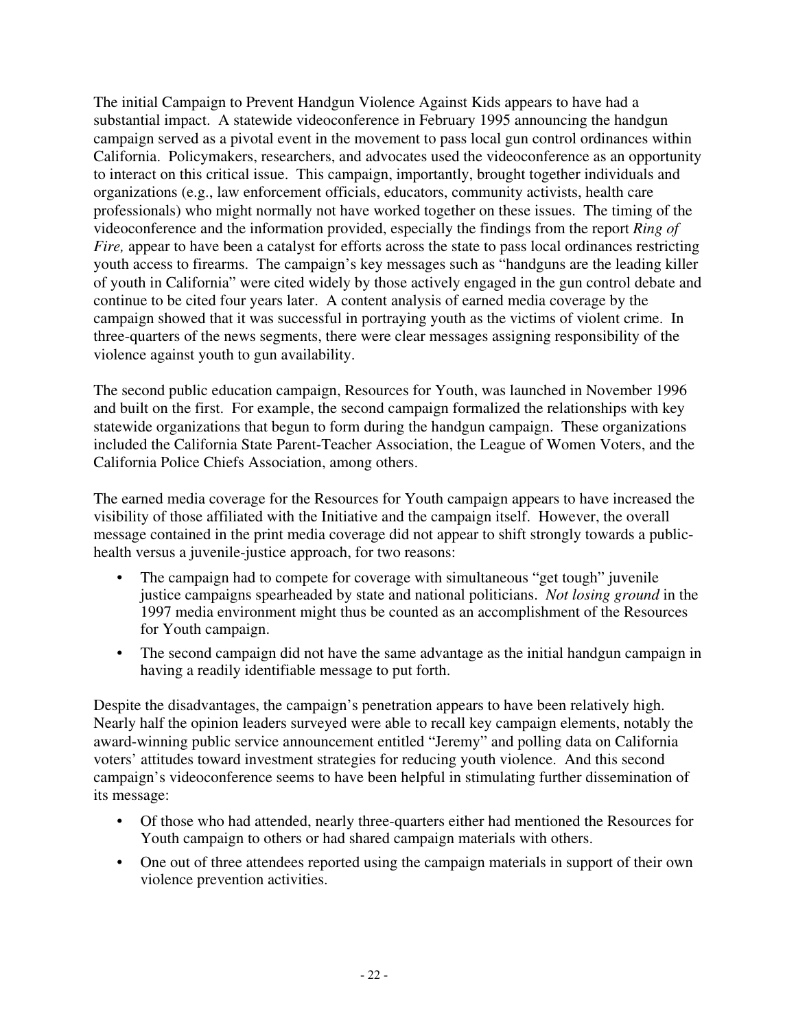The initial Campaign to Prevent Handgun Violence Against Kids appears to have had a substantial impact. A statewide videoconference in February 1995 announcing the handgun campaign served as a pivotal event in the movement to pass local gun control ordinances within California. Policymakers, researchers, and advocates used the videoconference as an opportunity to interact on this critical issue. This campaign, importantly, brought together individuals and organizations (e.g., law enforcement officials, educators, community activists, health care professionals) who might normally not have worked together on these issues. The timing of the videoconference and the information provided, especially the findings from the report *Ring of Fire,* appear to have been a catalyst for efforts across the state to pass local ordinances restricting youth access to firearms. The campaign's key messages such as "handguns are the leading killer of youth in California" were cited widely by those actively engaged in the gun control debate and continue to be cited four years later. A content analysis of earned media coverage by the campaign showed that it was successful in portraying youth as the victims of violent crime. In three-quarters of the news segments, there were clear messages assigning responsibility of the violence against youth to gun availability.

The second public education campaign, Resources for Youth, was launched in November 1996 and built on the first. For example, the second campaign formalized the relationships with key statewide organizations that begun to form during the handgun campaign. These organizations included the California State Parent-Teacher Association, the League of Women Voters, and the California Police Chiefs Association, among others.

The earned media coverage for the Resources for Youth campaign appears to have increased the visibility of those affiliated with the Initiative and the campaign itself. However, the overall message contained in the print media coverage did not appear to shift strongly towards a public-health versus a juvenile-justice approach, for two reasons:

- The campaign had to compete for coverage with simultaneous "get tough" juvenile justice campaigns spearheaded by state and national politicians. *Not losing ground* in the 1997 media environment might thus be counted as an accomplishment of the Resources for Youth campaign.
- The second campaign did not have the same advantage as the initial handgun campaign in having a readily identifiable message to put forth.

Despite the disadvantages, the campaign's penetration appears to have been relatively high. Nearly half the opinion leaders surveyed were able to recall key campaign elements, notably the award-winning public service announcement entitled "Jeremy" and polling data on California voters' attitudes toward investment strategies for reducing youth violence. And this second campaign's videoconference seems to have been helpful in stimulating further dissemination of its message:

- Of those who had attended, nearly three-quarters either had mentioned the Resources for Youth campaign to others or had shared campaign materials with others.
- One out of three attendees reported using the campaign materials in support of their own violence prevention activities.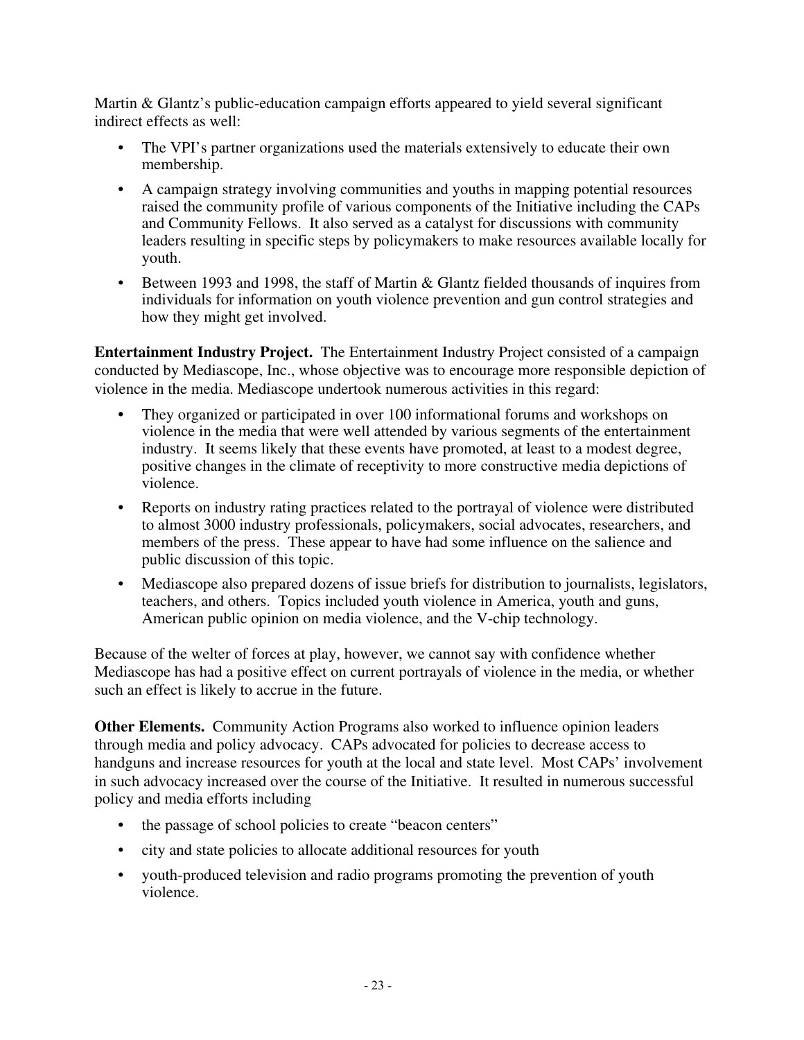Martin & Glantz's public-education campaign efforts appeared to yield several significant indirect effects as well:

- The VPI's partner organizations used the materials extensively to educate their own membership.
- A campaign strategy involving communities and youths in mapping potential resources raised the community profile of various components of the Initiative including the CAPs and Community Fellows. It also served as a catalyst for discussions with community leaders resulting in specific steps by policymakers to make resources available locally for youth.
- Between 1993 and 1998, the staff of Martin & Glantz fielded thousands of inquires from individuals for information on youth violence prevention and gun control strategies and how they might get involved.

**Entertainment Industry Project.** The Entertainment Industry Project consisted of a campaign conducted by Mediascope, Inc., whose objective was to encourage more responsible depiction of violence in the media. Mediascope undertook numerous activities in this regard:

- They organized or participated in over 100 informational forums and workshops on violence in the media that were well attended by various segments of the entertainment industry. It seems likely that these events have promoted, at least to a modest degree, positive changes in the climate of receptivity to more constructive media depictions of violence.
- Reports on industry rating practices related to the portrayal of violence were distributed to almost 3000 industry professionals, policymakers, social advocates, researchers, and members of the press. These appear to have had some influence on the salience and public discussion of this topic.
- Mediascope also prepared dozens of issue briefs for distribution to journalists, legislators, teachers, and others. Topics included youth violence in America, youth and guns, American public opinion on media violence, and the V-chip technology.

Because of the welter of forces at play, however, we cannot say with confidence whether Mediascope has had a positive effect on current portrayals of violence in the media, or whether such an effect is likely to accrue in the future.

**Other Elements.** Community Action Programs also worked to influence opinion leaders through media and policy advocacy. CAPs advocated for policies to decrease access to handguns and increase resources for youth at the local and state level. Most CAPs' involvement in such advocacy increased over the course of the Initiative. It resulted in numerous successful policy and media efforts including

- the passage of school policies to create "beacon centers"
- city and state policies to allocate additional resources for youth
- youth-produced television and radio programs promoting the prevention of youth violence.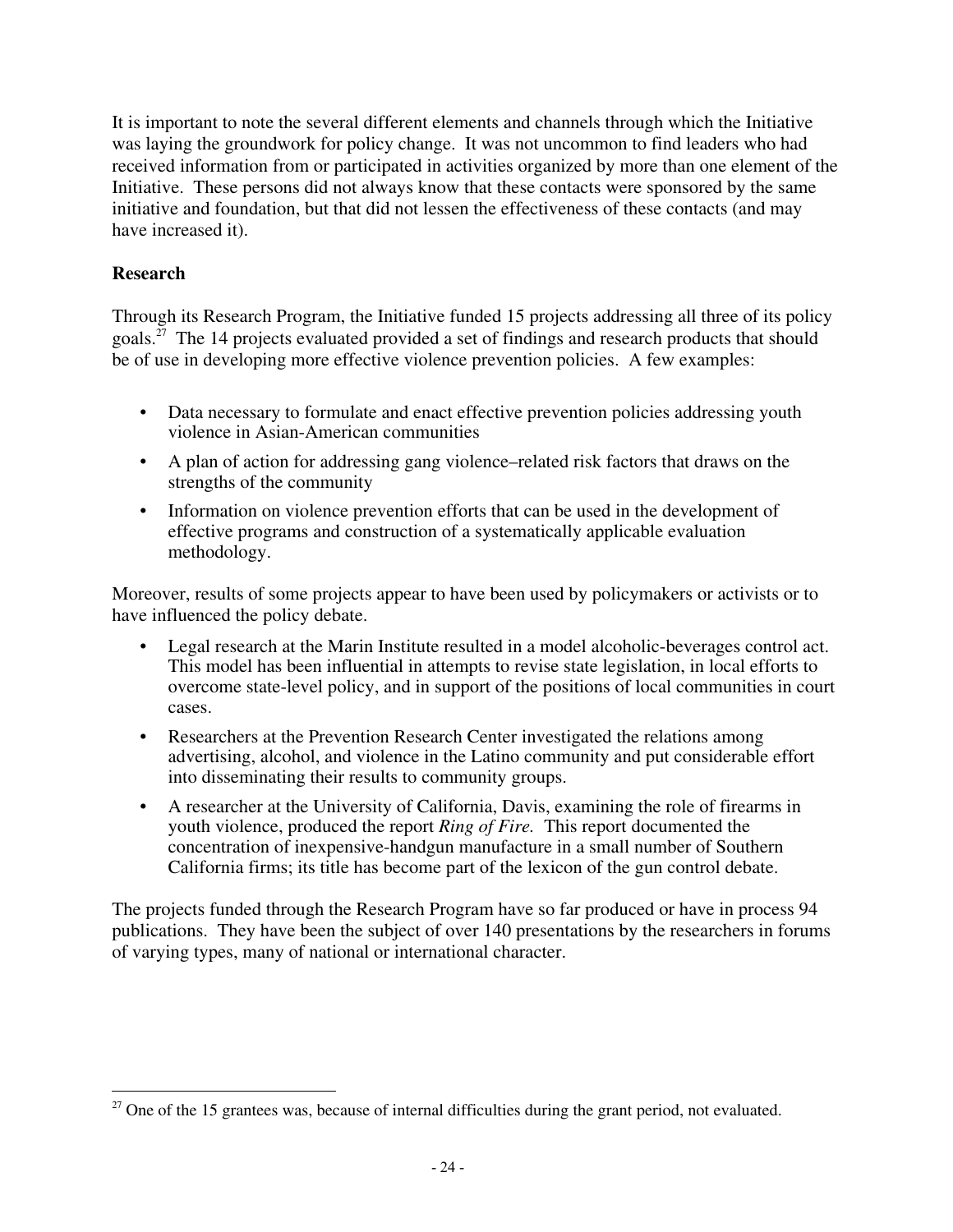It is important to note the several different elements and channels through which the Initiative was laying the groundwork for policy change. It was not uncommon to find leaders who had received information from or participated in activities organized by more than one element of the Initiative. These persons did not always know that these contacts were sponsored by the same initiative and foundation, but that did not lessen the effectiveness of these contacts (and may have increased it).

**Research**

Through its Research Program, the Initiative funded 15 projects addressing all three of its policy goals.[27] The 14 projects evaluated provided a set of findings and research products that should be of use in developing more effective violence prevention policies. A few examples:

- Data necessary to formulate and enact effective prevention policies addressing youth violence in Asian-American communities
- A plan of action for addressing gang violence–related risk factors that draws on the strengths of the community
- Information on violence prevention efforts that can be used in the development of effective programs and construction of a systematically applicable evaluation methodology.

Moreover, results of some projects appear to have been used by policymakers or activists or to have influenced the policy debate.

- Legal research at the Marin Institute resulted in a model alcoholic-beverages control act. This model has been influential in attempts to revise state legislation, in local efforts to overcome state-level policy, and in support of the positions of local communities in court cases.
- Researchers at the Prevention Research Center investigated the relations among advertising, alcohol, and violence in the Latino community and put considerable effort into disseminating their results to community groups.
- A researcher at the University of California, Davis, examining the role of firearms in youth violence, produced the report *Ring of Fire.* This report documented the concentration of inexpensive-handgun manufacture in a small number of Southern California firms; its title has become part of the lexicon of the gun control debate.

The projects funded through the Research Program have so far produced or have in process 94 publications. They have been the subject of over 140 presentations by the researchers in forums of varying types, many of national or international character.

[27] One of the 15 grantees was, because of internal difficulties during the grant period, not evaluated.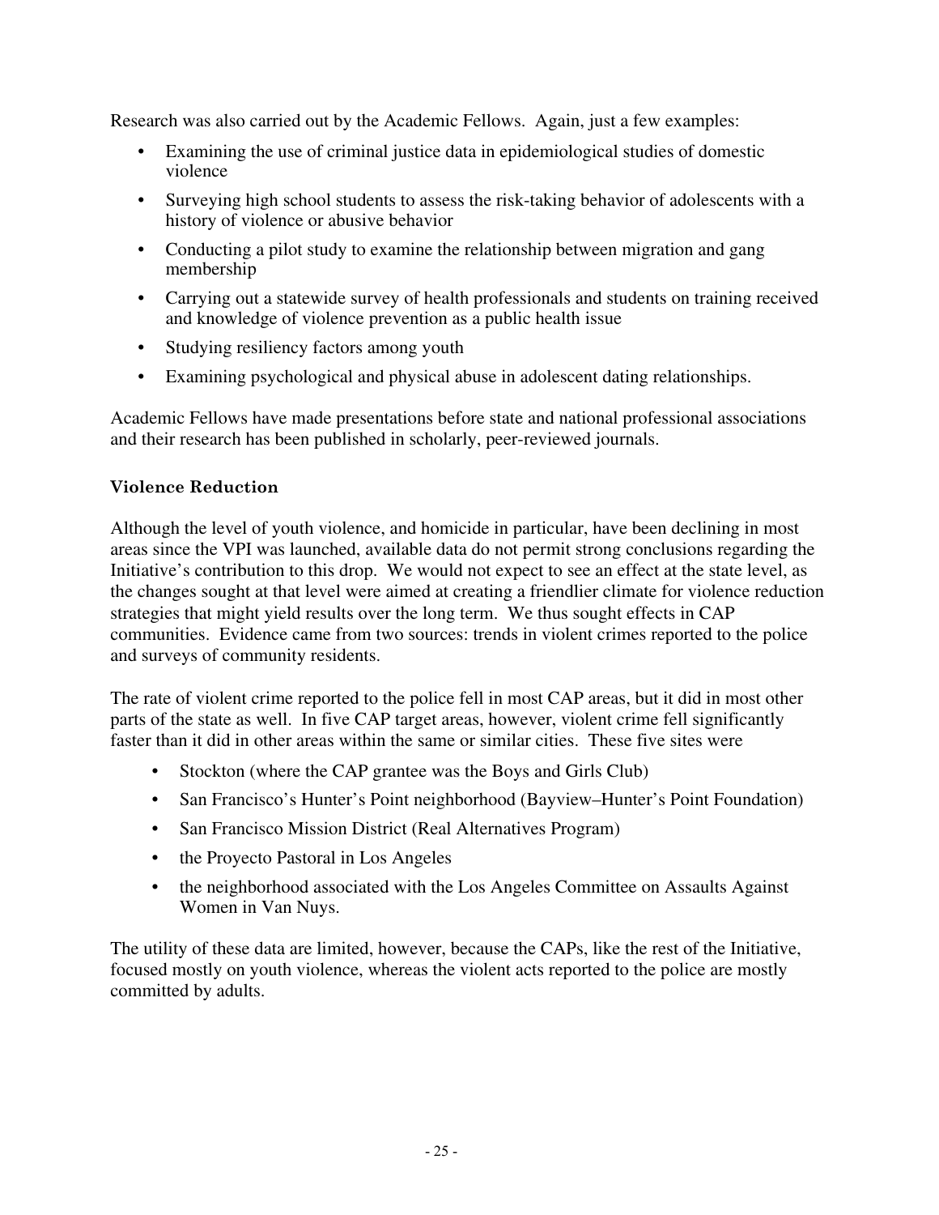Research was also carried out by the Academic Fellows. Again, just a few examples:

- Examining the use of criminal justice data in epidemiological studies of domestic violence
- Surveying high school students to assess the risk-taking behavior of adolescents with a history of violence or abusive behavior
- Conducting a pilot study to examine the relationship between migration and gang membership
- Carrying out a statewide survey of health professionals and students on training received and knowledge of violence prevention as a public health issue
- Studying resiliency factors among youth
- Examining psychological and physical abuse in adolescent dating relationships.

Academic Fellows have made presentations before state and national professional associations and their research has been published in scholarly, peer-reviewed journals.

### Violence Reduction

Although the level of youth violence, and homicide in particular, have been declining in most areas since the VPI was launched, available data do not permit strong conclusions regarding the Initiative's contribution to this drop. We would not expect to see an effect at the state level, as the changes sought at that level were aimed at creating a friendlier climate for violence reduction strategies that might yield results over the long term. We thus sought effects in CAP communities. Evidence came from two sources: trends in violent crimes reported to the police and surveys of community residents.

The rate of violent crime reported to the police fell in most CAP areas, but it did in most other parts of the state as well. In five CAP target areas, however, violent crime fell significantly faster than it did in other areas within the same or similar cities. These five sites were

- Stockton (where the CAP grantee was the Boys and Girls Club)
- San Francisco's Hunter's Point neighborhood (Bayview–Hunter's Point Foundation)
- San Francisco Mission District (Real Alternatives Program)
- the Proyecto Pastoral in Los Angeles
- the neighborhood associated with the Los Angeles Committee on Assaults Against Women in Van Nuys.

The utility of these data are limited, however, because the CAPs, like the rest of the Initiative, focused mostly on youth violence, whereas the violent acts reported to the police are mostly committed by adults.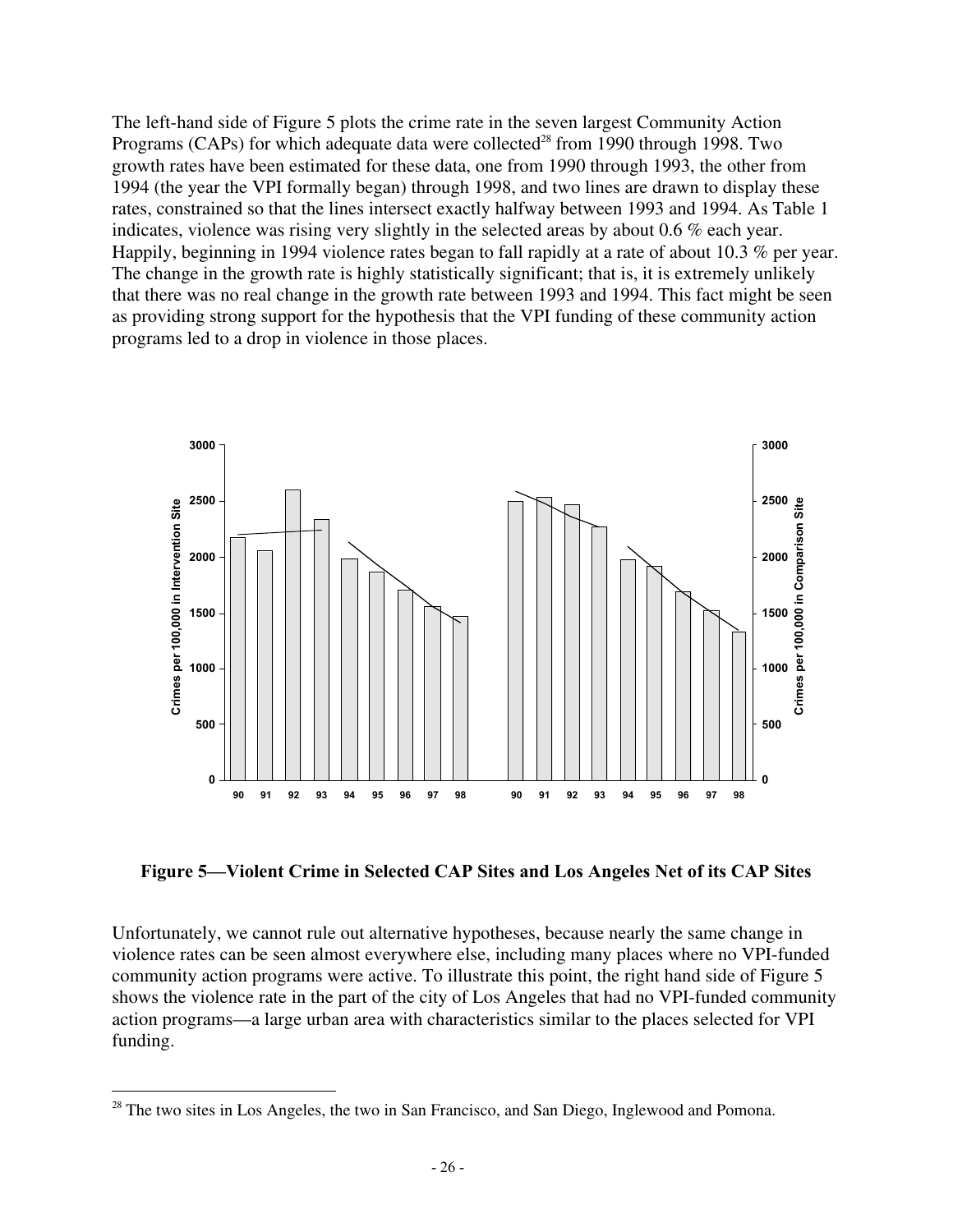The left-hand side of Figure 5 plots the crime rate in the seven largest Community Action Programs (CAPs) for which adequate data were collected[28] from 1990 through 1998. Two growth rates have been estimated for these data, one from 1990 through 1993, the other from 1994 (the year the VPI formally began) through 1998, and two lines are drawn to display these rates, constrained so that the lines intersect exactly halfway between 1993 and 1994. As Table 1 indicates, violence was rising very slightly in the selected areas by about 0.6 % each year. Happily, beginning in 1994 violence rates began to fall rapidly at a rate of about 10.3 % per year. The change in the growth rate is highly statistically significant; that is, it is extremely unlikely that there was no real change in the growth rate between 1993 and 1994. This fact might be seen as providing strong support for the hypothesis that the VPI funding of these community action programs led to a drop in violence in those places.

**Figure 5—Violent Crime in Selected CAP Sites and Los Angeles Net of its CAP Sites**

Unfortunately, we cannot rule out alternative hypotheses, because nearly the same change in violence rates can be seen almost everywhere else, including many places where no VPI-funded community action programs were active. To illustrate this point, the right hand side of Figure 5 shows the violence rate in the part of the city of Los Angeles that had no VPI-funded community action programs—a large urban area with characteristics similar to the places selected for VPI funding.

[28] The two sites in Los Angeles, the two in San Francisco, and San Diego, Inglewood and Pomona.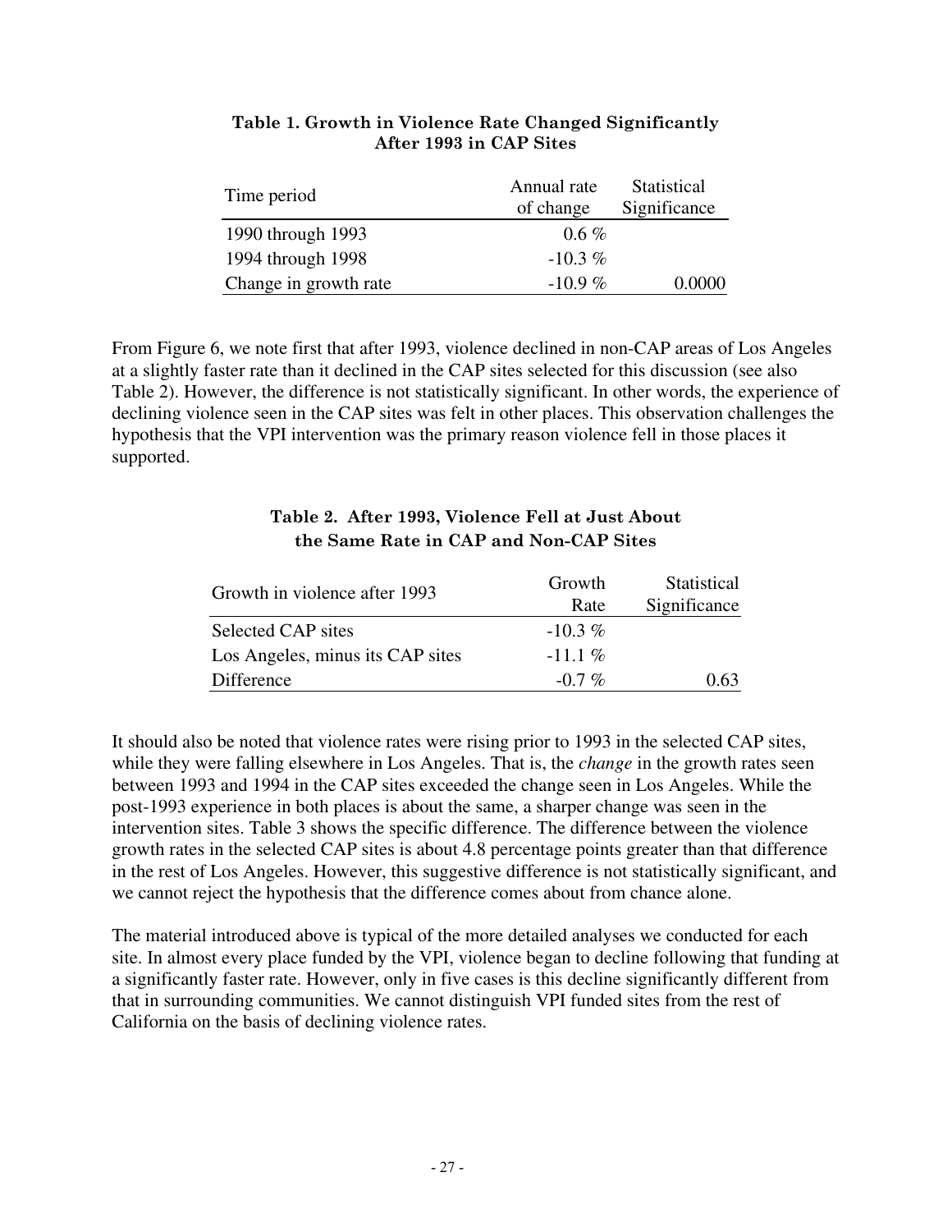**Table 1. Growth in Violence Rate Changed Significantly After 1993 in CAP Sites**

| Time period | Annual rate of change | Statistical Significance |
|---|---|---|
| 1990 through 1993 | 0.6 % | |
| 1994 through 1998 | -10.3 % | |
| Change in growth rate | -10.9 % | 0.0000 |

From Figure 6, we note first that after 1993, violence declined in non-CAP areas of Los Angeles at a slightly faster rate than it declined in the CAP sites selected for this discussion (see also Table 2). However, the difference is not statistically significant. In other words, the experience of declining violence seen in the CAP sites was felt in other places. This observation challenges the hypothesis that the VPI intervention was the primary reason violence fell in those places it supported.

**Table 2. After 1993, Violence Fell at Just About the Same Rate in CAP and Non-CAP Sites**

| Growth in violence after 1993 | Growth Rate | Statistical Significance |
|---|---|---|
| Selected CAP sites | -10.3 % | |
| Los Angeles, minus its CAP sites | -11.1 % | |
| Difference | -0.7 % | 0.63 |

It should also be noted that violence rates were rising prior to 1993 in the selected CAP sites, while they were falling elsewhere in Los Angeles. That is, the *change* in the growth rates seen between 1993 and 1994 in the CAP sites exceeded the change seen in Los Angeles. While the post-1993 experience in both places is about the same, a sharper change was seen in the intervention sites. Table 3 shows the specific difference. The difference between the violence growth rates in the selected CAP sites is about 4.8 percentage points greater than that difference in the rest of Los Angeles. However, this suggestive difference is not statistically significant, and we cannot reject the hypothesis that the difference comes about from chance alone.

The material introduced above is typical of the more detailed analyses we conducted for each site. In almost every place funded by the VPI, violence began to decline following that funding at a significantly faster rate. However, only in five cases is this decline significantly different from that in surrounding communities. We cannot distinguish VPI funded sites from the rest of California on the basis of declining violence rates.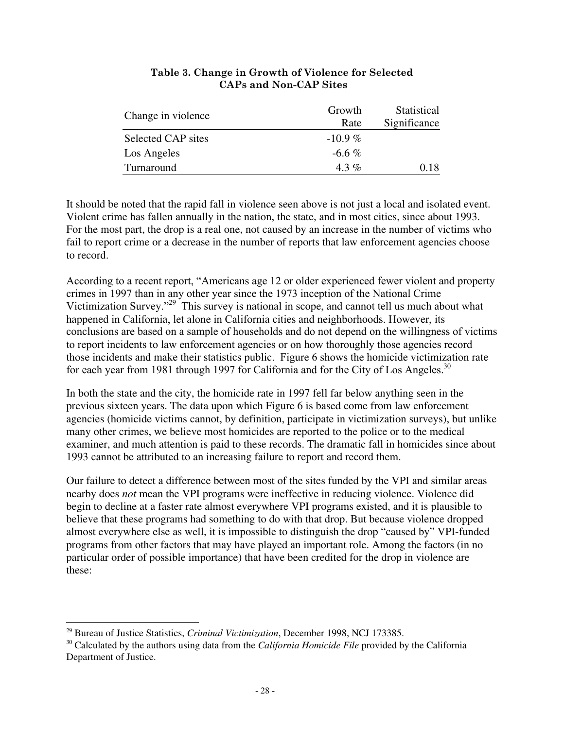**Table 3. Change in Growth of Violence for Selected CAPs and Non-CAP Sites**

| Change in violence | Growth Rate | Statistical Significance |
|---|---|---|
| Selected CAP sites | -10.9 % | |
| Los Angeles | -6.6 % | |
| Turnaround | 4.3 % | 0.18 |

It should be noted that the rapid fall in violence seen above is not just a local and isolated event. Violent crime has fallen annually in the nation, the state, and in most cities, since about 1993. For the most part, the drop is a real one, not caused by an increase in the number of victims who fail to report crime or a decrease in the number of reports that law enforcement agencies choose to record.

According to a recent report, "Americans age 12 or older experienced fewer violent and property crimes in 1997 than in any other year since the 1973 inception of the National Crime Victimization Survey."[29] This survey is national in scope, and cannot tell us much about what happened in California, let alone in California cities and neighborhoods. However, its conclusions are based on a sample of households and do not depend on the willingness of victims to report incidents to law enforcement agencies or on how thoroughly those agencies record those incidents and make their statistics public. Figure 6 shows the homicide victimization rate for each year from 1981 through 1997 for California and for the City of Los Angeles.[30]

In both the state and the city, the homicide rate in 1997 fell far below anything seen in the previous sixteen years. The data upon which Figure 6 is based come from law enforcement agencies (homicide victims cannot, by definition, participate in victimization surveys), but unlike many other crimes, we believe most homicides are reported to the police or to the medical examiner, and much attention is paid to these records. The dramatic fall in homicides since about 1993 cannot be attributed to an increasing failure to report and record them.

Our failure to detect a difference between most of the sites funded by the VPI and similar areas nearby does *not* mean the VPI programs were ineffective in reducing violence. Violence did begin to decline at a faster rate almost everywhere VPI programs existed, and it is plausible to believe that these programs had something to do with that drop. But because violence dropped almost everywhere else as well, it is impossible to distinguish the drop "caused by" VPI-funded programs from other factors that may have played an important role. Among the factors (in no particular order of possible importance) that have been credited for the drop in violence are these:

---

[29] Bureau of Justice Statistics, *Criminal Victimization*, December 1998, NCJ 173385.

[30] Calculated by the authors using data from the *California Homicide File* provided by the California Department of Justice.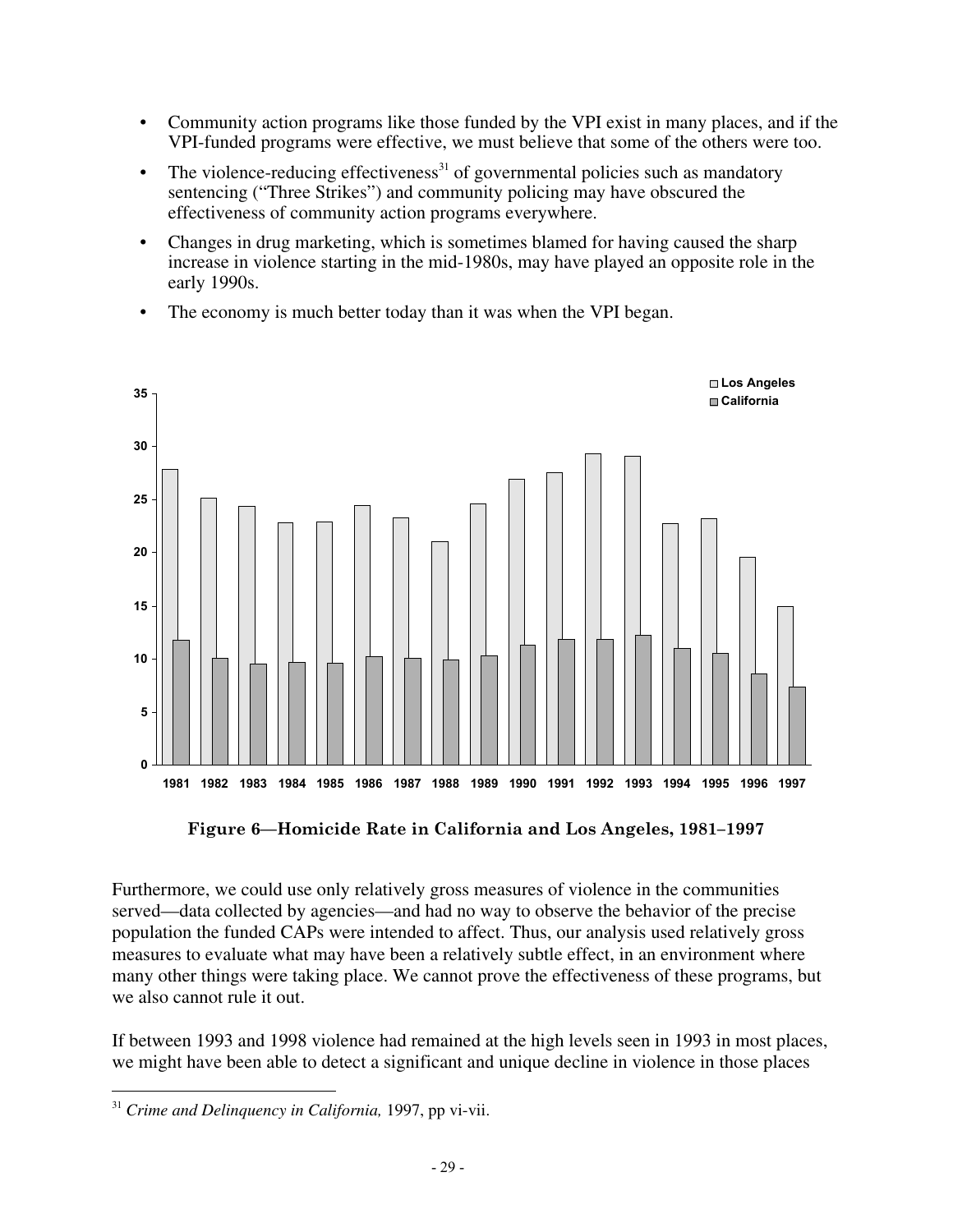- Community action programs like those funded by the VPI exist in many places, and if the VPI-funded programs were effective, we must believe that some of the others were too.
- The violence-reducing effectiveness[31] of governmental policies such as mandatory sentencing ("Three Strikes") and community policing may have obscured the effectiveness of community action programs everywhere.
- Changes in drug marketing, which is sometimes blamed for having caused the sharp increase in violence starting in the mid-1980s, may have played an opposite role in the early 1990s.
- The economy is much better today than it was when the VPI began.

**Figure 6—Homicide Rate in California and Los Angeles, 1981–1997**

Furthermore, we could use only relatively gross measures of violence in the communities served—data collected by agencies—and had no way to observe the behavior of the precise population the funded CAPs were intended to affect. Thus, our analysis used relatively gross measures to evaluate what may have been a relatively subtle effect, in an environment where many other things were taking place. We cannot prove the effectiveness of these programs, but we also cannot rule it out.

If between 1993 and 1998 violence had remained at the high levels seen in 1993 in most places, we might have been able to detect a significant and unique decline in violence in those places

[31] *Crime and Delinquency in California,* 1997, pp vi-vii.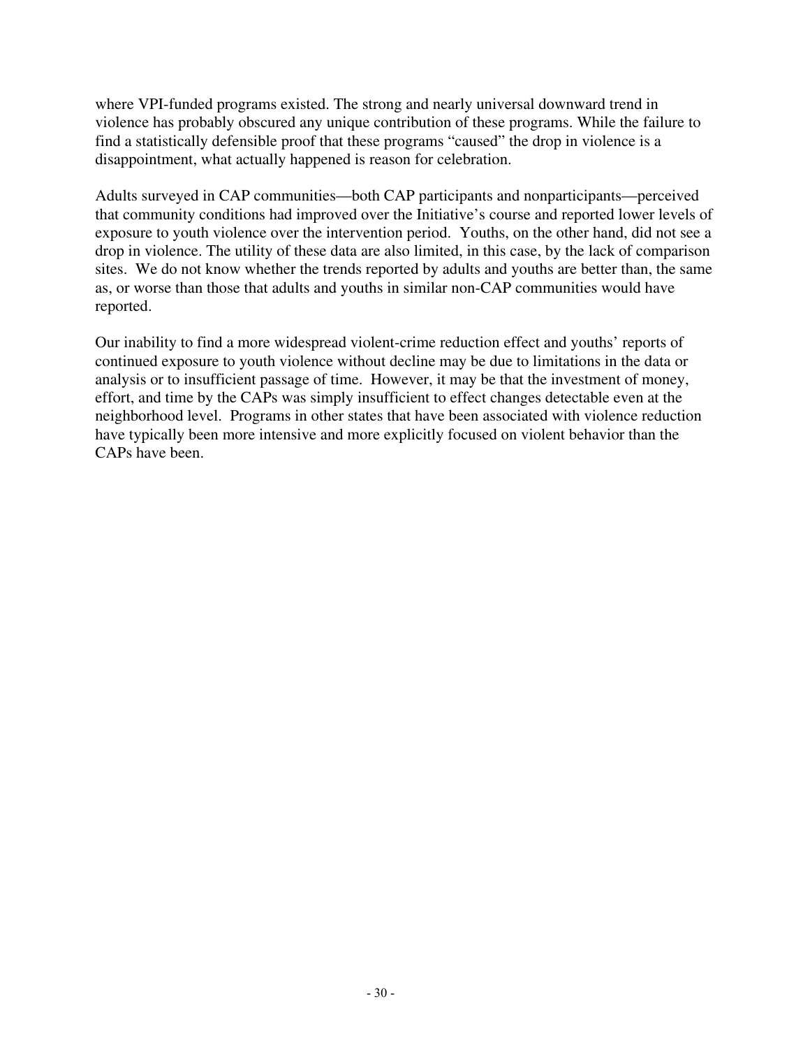where VPI-funded programs existed. The strong and nearly universal downward trend in violence has probably obscured any unique contribution of these programs. While the failure to find a statistically defensible proof that these programs "caused" the drop in violence is a disappointment, what actually happened is reason for celebration.

Adults surveyed in CAP communities—both CAP participants and nonparticipants—perceived that community conditions had improved over the Initiative's course and reported lower levels of exposure to youth violence over the intervention period. Youths, on the other hand, did not see a drop in violence. The utility of these data are also limited, in this case, by the lack of comparison sites. We do not know whether the trends reported by adults and youths are better than, the same as, or worse than those that adults and youths in similar non-CAP communities would have reported.

Our inability to find a more widespread violent-crime reduction effect and youths' reports of continued exposure to youth violence without decline may be due to limitations in the data or analysis or to insufficient passage of time. However, it may be that the investment of money, effort, and time by the CAPs was simply insufficient to effect changes detectable even at the neighborhood level. Programs in other states that have been associated with violence reduction have typically been more intensive and more explicitly focused on violent behavior than the CAPs have been.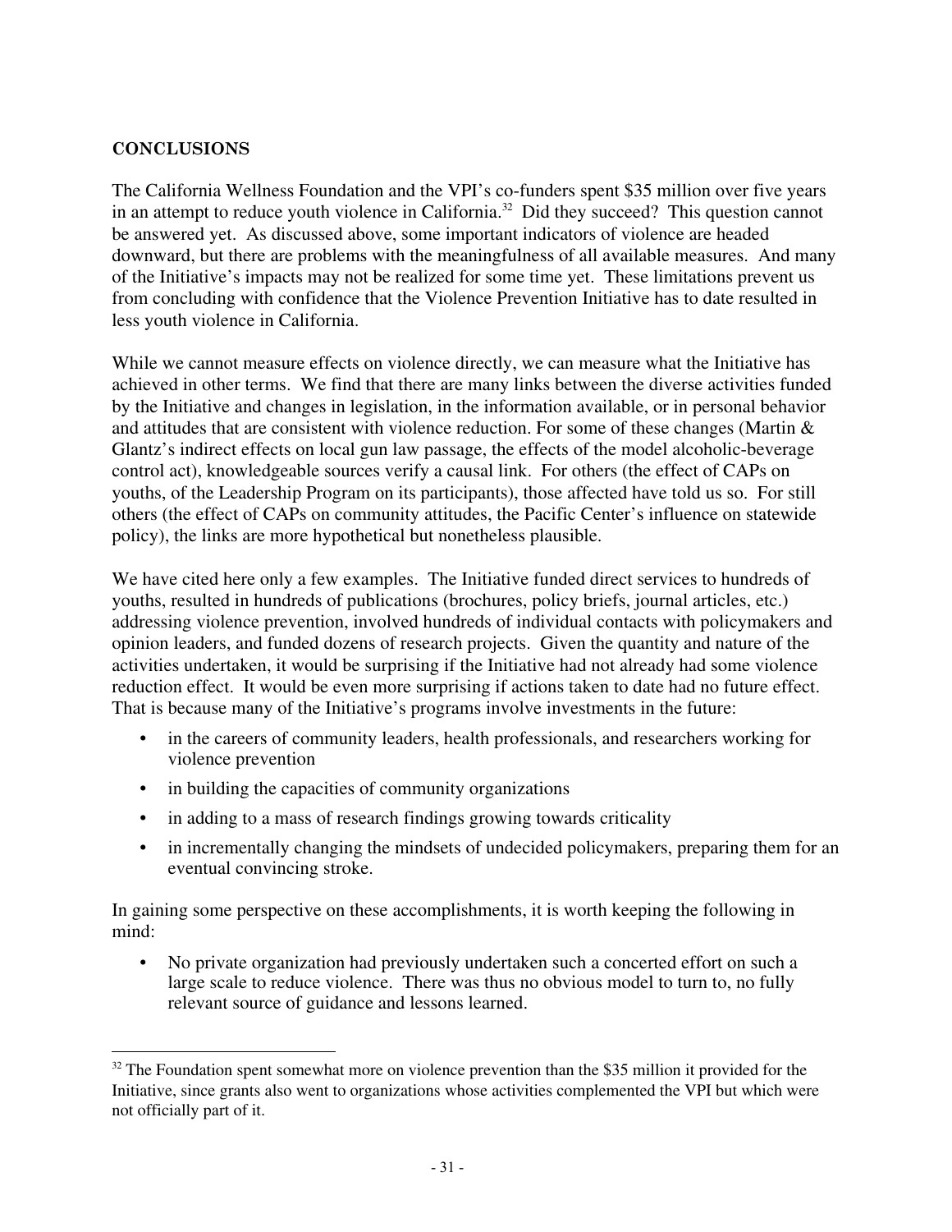## CONCLUSIONS

The California Wellness Foundation and the VPI's co-funders spent $35 million over five years in an attempt to reduce youth violence in California.[32] Did they succeed? This question cannot be answered yet. As discussed above, some important indicators of violence are headed downward, but there are problems with the meaningfulness of all available measures. And many of the Initiative's impacts may not be realized for some time yet. These limitations prevent us from concluding with confidence that the Violence Prevention Initiative has to date resulted in less youth violence in California.

While we cannot measure effects on violence directly, we can measure what the Initiative has achieved in other terms. We find that there are many links between the diverse activities funded by the Initiative and changes in legislation, in the information available, or in personal behavior and attitudes that are consistent with violence reduction. For some of these changes (Martin & Glantz's indirect effects on local gun law passage, the effects of the model alcoholic-beverage control act), knowledgeable sources verify a causal link. For others (the effect of CAPs on youths, of the Leadership Program on its participants), those affected have told us so. For still others (the effect of CAPs on community attitudes, the Pacific Center's influence on statewide policy), the links are more hypothetical but nonetheless plausible.

We have cited here only a few examples. The Initiative funded direct services to hundreds of youths, resulted in hundreds of publications (brochures, policy briefs, journal articles, etc.) addressing violence prevention, involved hundreds of individual contacts with policymakers and opinion leaders, and funded dozens of research projects. Given the quantity and nature of the activities undertaken, it would be surprising if the Initiative had not already had some violence reduction effect. It would be even more surprising if actions taken to date had no future effect. That is because many of the Initiative's programs involve investments in the future:

- in the careers of community leaders, health professionals, and researchers working for violence prevention
- in building the capacities of community organizations
- in adding to a mass of research findings growing towards criticality
- in incrementally changing the mindsets of undecided policymakers, preparing them for an eventual convincing stroke.

In gaining some perspective on these accomplishments, it is worth keeping the following in mind:

- No private organization had previously undertaken such a concerted effort on such a large scale to reduce violence. There was thus no obvious model to turn to, no fully relevant source of guidance and lessons learned.

[32] The Foundation spent somewhat more on violence prevention than the $35 million it provided for the Initiative, since grants also went to organizations whose activities complemented the VPI but which were not officially part of it.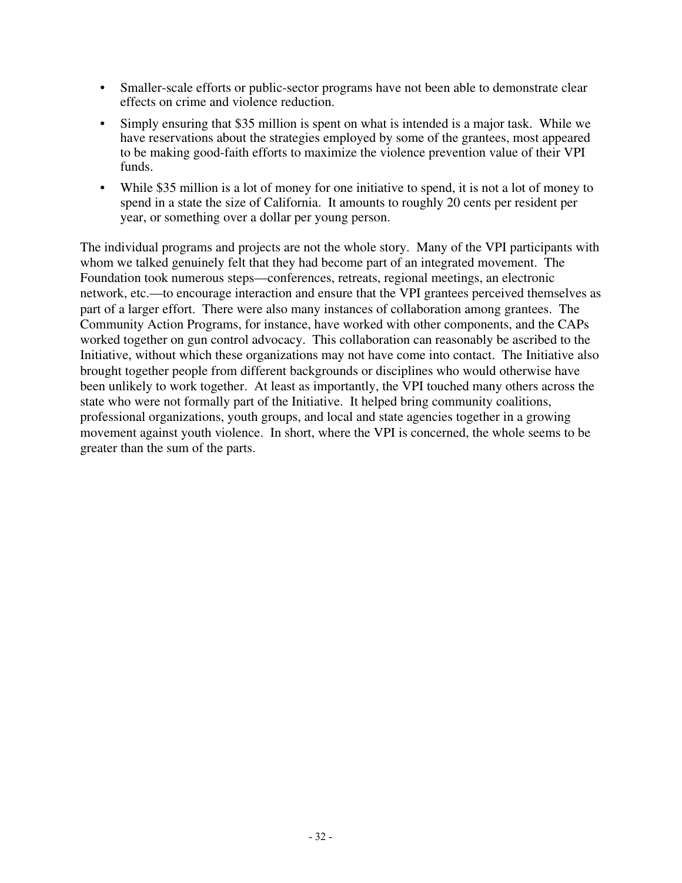- Smaller-scale efforts or public-sector programs have not been able to demonstrate clear effects on crime and violence reduction.
- Simply ensuring that $35 million is spent on what is intended is a major task. While we have reservations about the strategies employed by some of the grantees, most appeared to be making good-faith efforts to maximize the violence prevention value of their VPI funds.
- While $35 million is a lot of money for one initiative to spend, it is not a lot of money to spend in a state the size of California. It amounts to roughly 20 cents per resident per year, or something over a dollar per young person.

The individual programs and projects are not the whole story. Many of the VPI participants with whom we talked genuinely felt that they had become part of an integrated movement. The Foundation took numerous steps—conferences, retreats, regional meetings, an electronic network, etc.—to encourage interaction and ensure that the VPI grantees perceived themselves as part of a larger effort. There were also many instances of collaboration among grantees. The Community Action Programs, for instance, have worked with other components, and the CAPs worked together on gun control advocacy. This collaboration can reasonably be ascribed to the Initiative, without which these organizations may not have come into contact. The Initiative also brought together people from different backgrounds or disciplines who would otherwise have been unlikely to work together. At least as importantly, the VPI touched many others across the state who were not formally part of the Initiative. It helped bring community coalitions, professional organizations, youth groups, and local and state agencies together in a growing movement against youth violence. In short, where the VPI is concerned, the whole seems to be greater than the sum of the parts.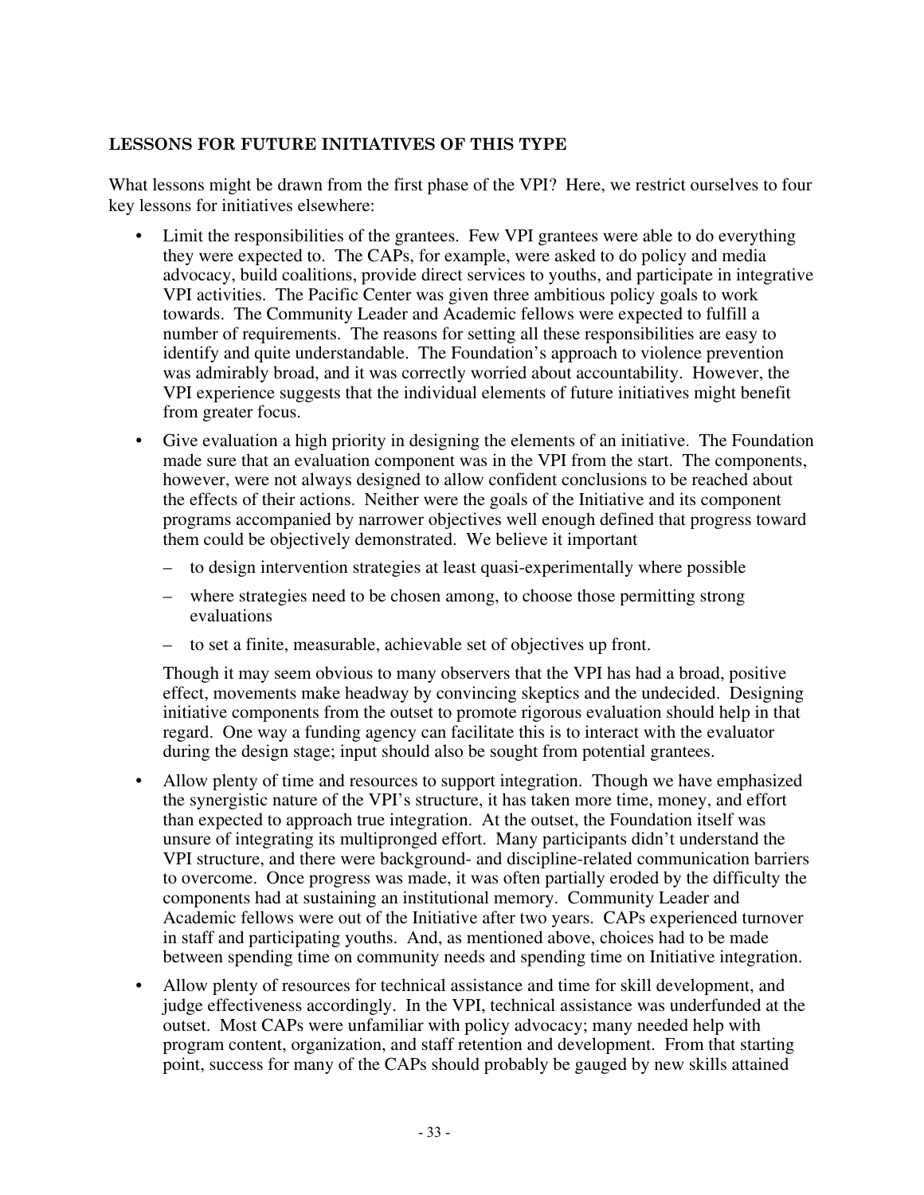## LESSONS FOR FUTURE INITIATIVES OF THIS TYPE

What lessons might be drawn from the first phase of the VPI? Here, we restrict ourselves to four key lessons for initiatives elsewhere:

- Limit the responsibilities of the grantees. Few VPI grantees were able to do everything they were expected to. The CAPs, for example, were asked to do policy and media advocacy, build coalitions, provide direct services to youths, and participate in integrative VPI activities. The Pacific Center was given three ambitious policy goals to work towards. The Community Leader and Academic fellows were expected to fulfill a number of requirements. The reasons for setting all these responsibilities are easy to identify and quite understandable. The Foundation's approach to violence prevention was admirably broad, and it was correctly worried about accountability. However, the VPI experience suggests that the individual elements of future initiatives might benefit from greater focus.
- Give evaluation a high priority in designing the elements of an initiative. The Foundation made sure that an evaluation component was in the VPI from the start. The components, however, were not always designed to allow confident conclusions to be reached about the effects of their actions. Neither were the goals of the Initiative and its component programs accompanied by narrower objectives well enough defined that progress toward them could be objectively demonstrated. We believe it important
  - to design intervention strategies at least quasi-experimentally where possible
  - where strategies need to be chosen among, to choose those permitting strong evaluations
  - to set a finite, measurable, achievable set of objectives up front.

  Though it may seem obvious to many observers that the VPI has had a broad, positive effect, movements make headway by convincing skeptics and the undecided. Designing initiative components from the outset to promote rigorous evaluation should help in that regard. One way a funding agency can facilitate this is to interact with the evaluator during the design stage; input should also be sought from potential grantees.
- Allow plenty of time and resources to support integration. Though we have emphasized the synergistic nature of the VPI's structure, it has taken more time, money, and effort than expected to approach true integration. At the outset, the Foundation itself was unsure of integrating its multipronged effort. Many participants didn't understand the VPI structure, and there were background- and discipline-related communication barriers to overcome. Once progress was made, it was often partially eroded by the difficulty the components had at sustaining an institutional memory. Community Leader and Academic fellows were out of the Initiative after two years. CAPs experienced turnover in staff and participating youths. And, as mentioned above, choices had to be made between spending time on community needs and spending time on Initiative integration.
- Allow plenty of resources for technical assistance and time for skill development, and judge effectiveness accordingly. In the VPI, technical assistance was underfunded at the outset. Most CAPs were unfamiliar with policy advocacy; many needed help with program content, organization, and staff retention and development. From that starting point, success for many of the CAPs should probably be gauged by new skills attained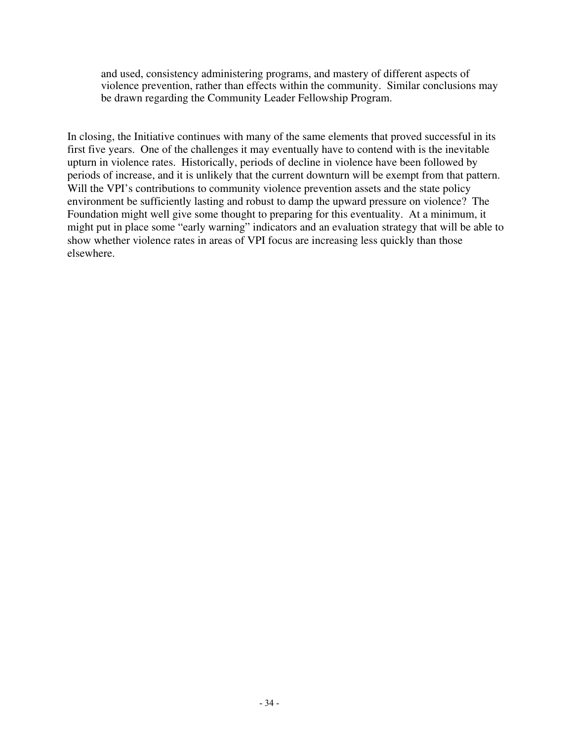> and used, consistency administering programs, and mastery of different aspects of violence prevention, rather than effects within the community. Similar conclusions may be drawn regarding the Community Leader Fellowship Program.

In closing, the Initiative continues with many of the same elements that proved successful in its first five years. One of the challenges it may eventually have to contend with is the inevitable upturn in violence rates. Historically, periods of decline in violence have been followed by periods of increase, and it is unlikely that the current downturn will be exempt from that pattern. Will the VPI's contributions to community violence prevention assets and the state policy environment be sufficiently lasting and robust to damp the upward pressure on violence? The Foundation might well give some thought to preparing for this eventuality. At a minimum, it might put in place some "early warning" indicators and an evaluation strategy that will be able to show whether violence rates in areas of VPI focus are increasing less quickly than those elsewhere.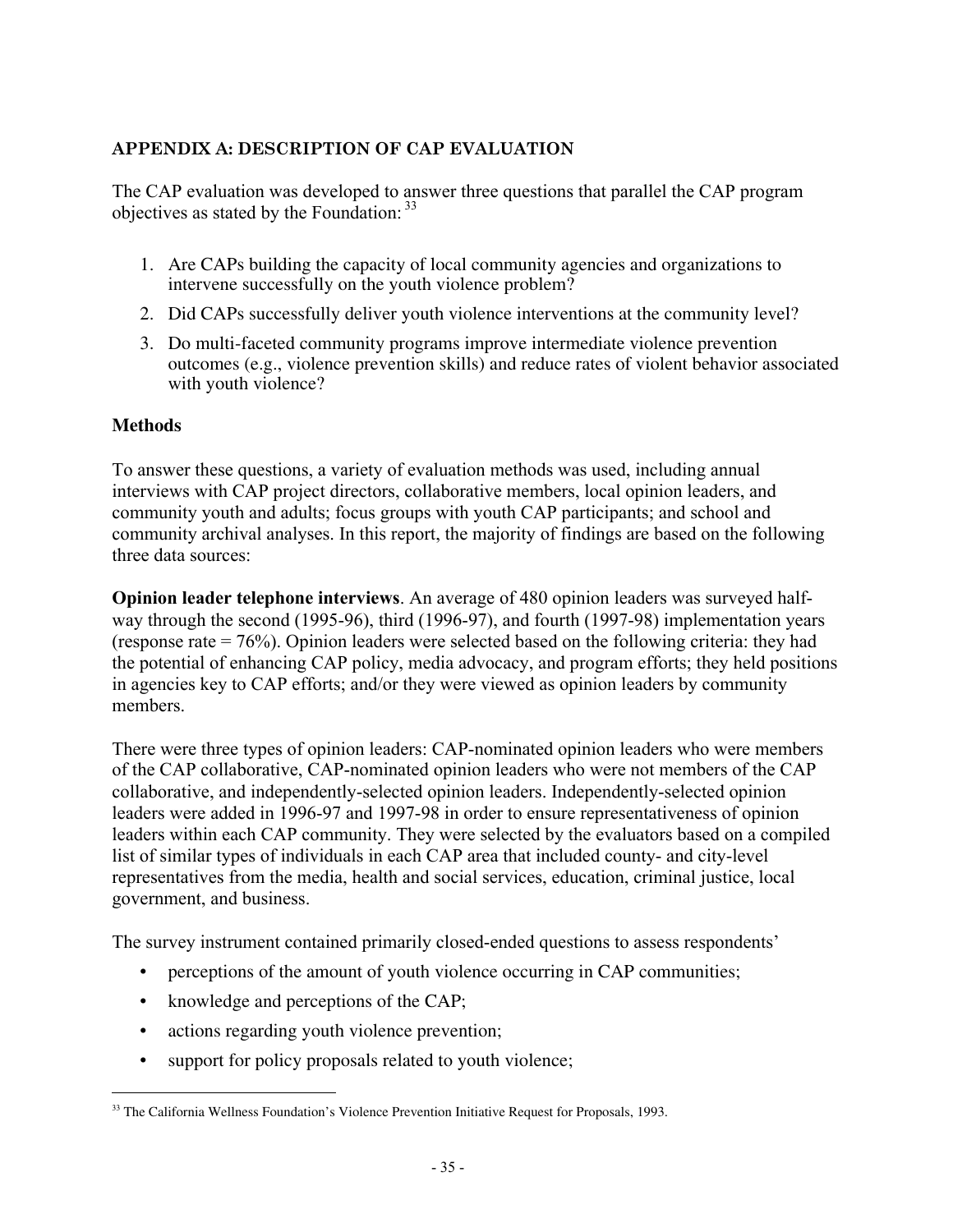## APPENDIX A: DESCRIPTION OF CAP EVALUATION

The CAP evaluation was developed to answer three questions that parallel the CAP program objectives as stated by the Foundation: [33]

1. Are CAPs building the capacity of local community agencies and organizations to intervene successfully on the youth violence problem?
2. Did CAPs successfully deliver youth violence interventions at the community level?
3. Do multi-faceted community programs improve intermediate violence prevention outcomes (e.g., violence prevention skills) and reduce rates of violent behavior associated with youth violence?

### Methods

To answer these questions, a variety of evaluation methods was used, including annual interviews with CAP project directors, collaborative members, local opinion leaders, and community youth and adults; focus groups with youth CAP participants; and school and community archival analyses. In this report, the majority of findings are based on the following three data sources:

**Opinion leader telephone interviews**. An average of 480 opinion leaders was surveyed half-way through the second (1995-96), third (1996-97), and fourth (1997-98) implementation years (response rate = 76%). Opinion leaders were selected based on the following criteria: they had the potential of enhancing CAP policy, media advocacy, and program efforts; they held positions in agencies key to CAP efforts; and/or they were viewed as opinion leaders by community members.

There were three types of opinion leaders: CAP-nominated opinion leaders who were members of the CAP collaborative, CAP-nominated opinion leaders who were not members of the CAP collaborative, and independently-selected opinion leaders. Independently-selected opinion leaders were added in 1996-97 and 1997-98 in order to ensure representativeness of opinion leaders within each CAP community. They were selected by the evaluators based on a compiled list of similar types of individuals in each CAP area that included county- and city-level representatives from the media, health and social services, education, criminal justice, local government, and business.

The survey instrument contained primarily closed-ended questions to assess respondents'

- perceptions of the amount of youth violence occurring in CAP communities;
- knowledge and perceptions of the CAP;
- actions regarding youth violence prevention;
- support for policy proposals related to youth violence;

[33] The California Wellness Foundation's Violence Prevention Initiative Request for Proposals, 1993.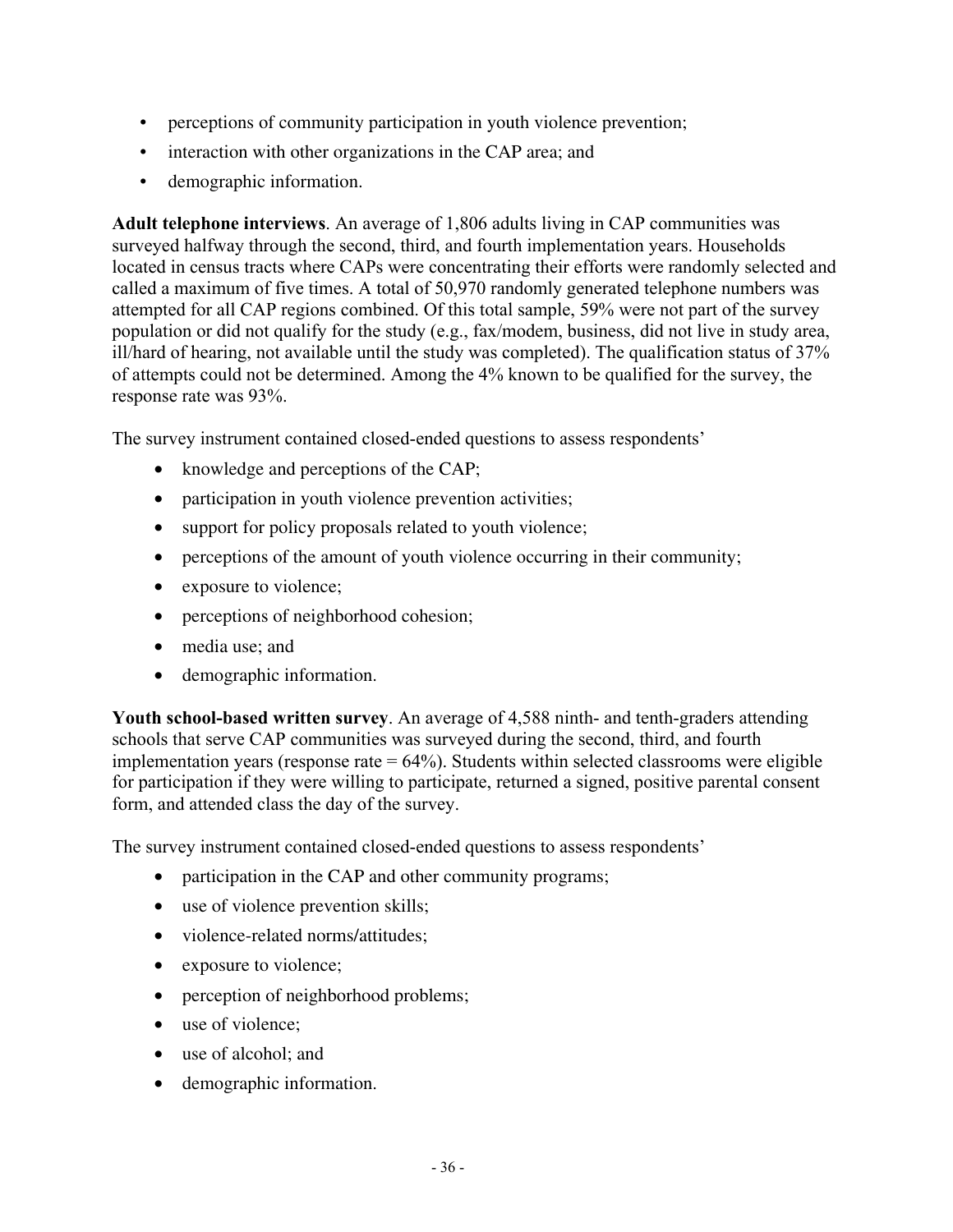- perceptions of community participation in youth violence prevention;
- interaction with other organizations in the CAP area; and
- demographic information.

**Adult telephone interviews**. An average of 1,806 adults living in CAP communities was surveyed halfway through the second, third, and fourth implementation years. Households located in census tracts where CAPs were concentrating their efforts were randomly selected and called a maximum of five times. A total of 50,970 randomly generated telephone numbers was attempted for all CAP regions combined. Of this total sample, 59% were not part of the survey population or did not qualify for the study (e.g., fax/modem, business, did not live in study area, ill/hard of hearing, not available until the study was completed). The qualification status of 37% of attempts could not be determined. Among the 4% known to be qualified for the survey, the response rate was 93%.

The survey instrument contained closed-ended questions to assess respondents'

- knowledge and perceptions of the CAP;
- participation in youth violence prevention activities;
- support for policy proposals related to youth violence;
- perceptions of the amount of youth violence occurring in their community;
- exposure to violence;
- perceptions of neighborhood cohesion;
- media use; and
- demographic information.

**Youth school-based written survey**. An average of 4,588 ninth- and tenth-graders attending schools that serve CAP communities was surveyed during the second, third, and fourth implementation years (response rate = 64%). Students within selected classrooms were eligible for participation if they were willing to participate, returned a signed, positive parental consent form, and attended class the day of the survey.

The survey instrument contained closed-ended questions to assess respondents'

- participation in the CAP and other community programs;
- use of violence prevention skills;
- violence-related norms/attitudes;
- exposure to violence;
- perception of neighborhood problems;
- use of violence;
- use of alcohol; and
- demographic information.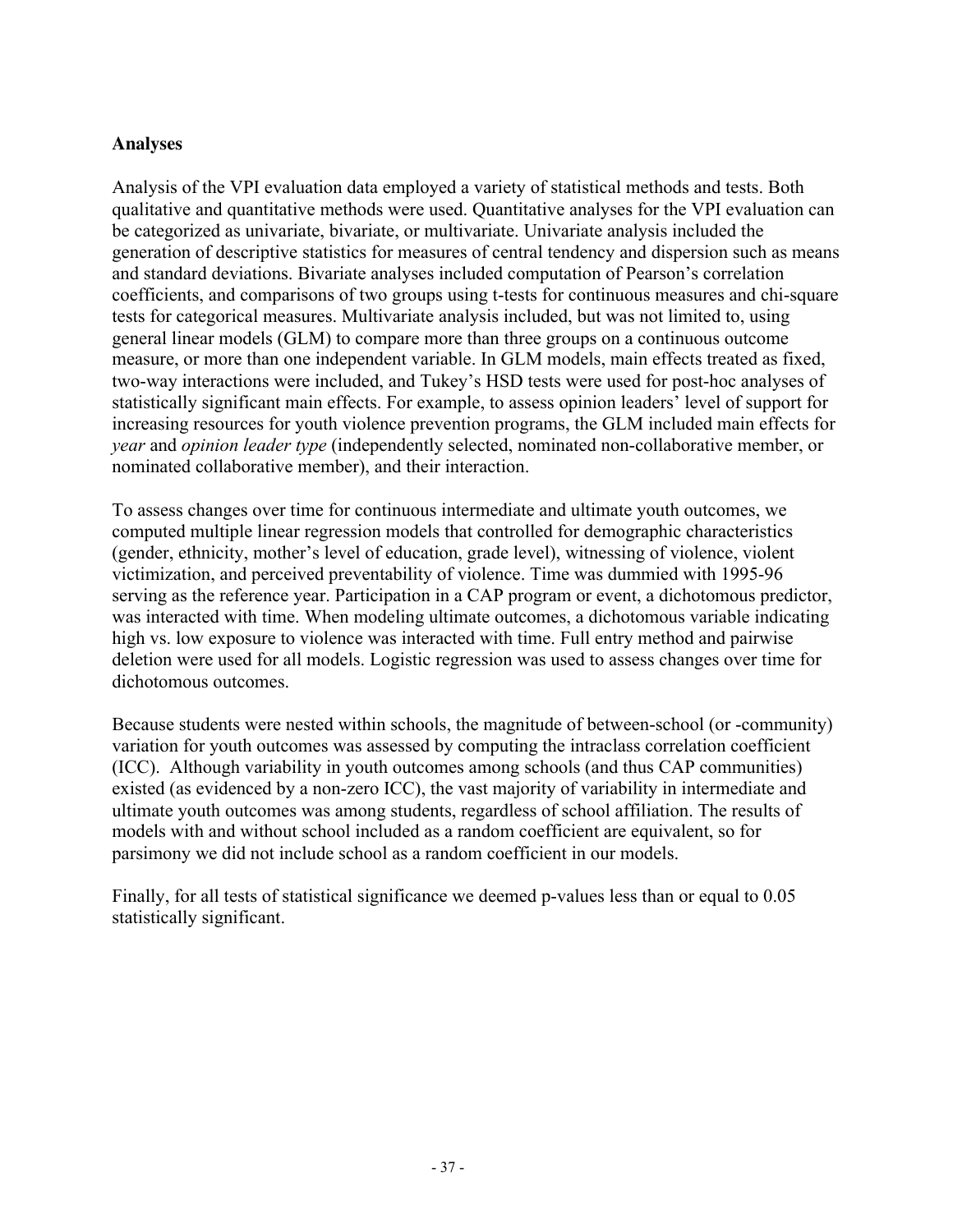## Analyses

Analysis of the VPI evaluation data employed a variety of statistical methods and tests. Both qualitative and quantitative methods were used. Quantitative analyses for the VPI evaluation can be categorized as univariate, bivariate, or multivariate. Univariate analysis included the generation of descriptive statistics for measures of central tendency and dispersion such as means and standard deviations. Bivariate analyses included computation of Pearson's correlation coefficients, and comparisons of two groups using t-tests for continuous measures and chi-square tests for categorical measures. Multivariate analysis included, but was not limited to, using general linear models (GLM) to compare more than three groups on a continuous outcome measure, or more than one independent variable. In GLM models, main effects treated as fixed, two-way interactions were included, and Tukey's HSD tests were used for post-hoc analyses of statistically significant main effects. For example, to assess opinion leaders' level of support for increasing resources for youth violence prevention programs, the GLM included main effects for *year* and *opinion leader type* (independently selected, nominated non-collaborative member, or nominated collaborative member), and their interaction.

To assess changes over time for continuous intermediate and ultimate youth outcomes, we computed multiple linear regression models that controlled for demographic characteristics (gender, ethnicity, mother's level of education, grade level), witnessing of violence, violent victimization, and perceived preventability of violence. Time was dummied with 1995-96 serving as the reference year. Participation in a CAP program or event, a dichotomous predictor, was interacted with time. When modeling ultimate outcomes, a dichotomous variable indicating high vs. low exposure to violence was interacted with time. Full entry method and pairwise deletion were used for all models. Logistic regression was used to assess changes over time for dichotomous outcomes.

Because students were nested within schools, the magnitude of between-school (or -community) variation for youth outcomes was assessed by computing the intraclass correlation coefficient (ICC). Although variability in youth outcomes among schools (and thus CAP communities) existed (as evidenced by a non-zero ICC), the vast majority of variability in intermediate and ultimate youth outcomes was among students, regardless of school affiliation. The results of models with and without school included as a random coefficient are equivalent, so for parsimony we did not include school as a random coefficient in our models.

Finally, for all tests of statistical significance we deemed p-values less than or equal to 0.05 statistically significant.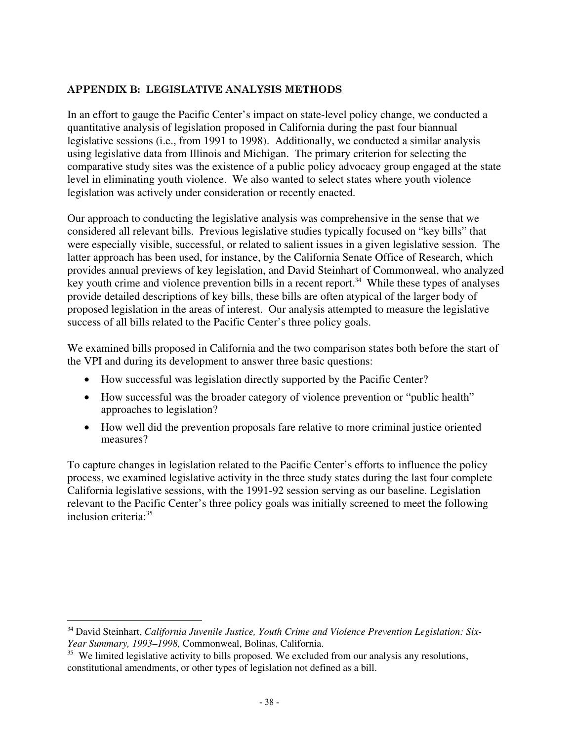## APPENDIX B: LEGISLATIVE ANALYSIS METHODS

In an effort to gauge the Pacific Center's impact on state-level policy change, we conducted a quantitative analysis of legislation proposed in California during the past four biannual legislative sessions (i.e., from 1991 to 1998). Additionally, we conducted a similar analysis using legislative data from Illinois and Michigan. The primary criterion for selecting the comparative study sites was the existence of a public policy advocacy group engaged at the state level in eliminating youth violence. We also wanted to select states where youth violence legislation was actively under consideration or recently enacted.

Our approach to conducting the legislative analysis was comprehensive in the sense that we considered all relevant bills. Previous legislative studies typically focused on "key bills" that were especially visible, successful, or related to salient issues in a given legislative session. The latter approach has been used, for instance, by the California Senate Office of Research, which provides annual previews of key legislation, and David Steinhart of Commonweal, who analyzed key youth crime and violence prevention bills in a recent report.[34] While these types of analyses provide detailed descriptions of key bills, these bills are often atypical of the larger body of proposed legislation in the areas of interest. Our analysis attempted to measure the legislative success of all bills related to the Pacific Center's three policy goals.

We examined bills proposed in California and the two comparison states both before the start of the VPI and during its development to answer three basic questions:

- How successful was legislation directly supported by the Pacific Center?
- How successful was the broader category of violence prevention or "public health" approaches to legislation?
- How well did the prevention proposals fare relative to more criminal justice oriented measures?

To capture changes in legislation related to the Pacific Center's efforts to influence the policy process, we examined legislative activity in the three study states during the last four complete California legislative sessions, with the 1991-92 session serving as our baseline. Legislation relevant to the Pacific Center's three policy goals was initially screened to meet the following inclusion criteria:[35]

---

[34] David Steinhart, *California Juvenile Justice, Youth Crime and Violence Prevention Legislation: Six-Year Summary, 1993–1998,* Commonweal, Bolinas, California.

[35] We limited legislative activity to bills proposed. We excluded from our analysis any resolutions, constitutional amendments, or other types of legislation not defined as a bill.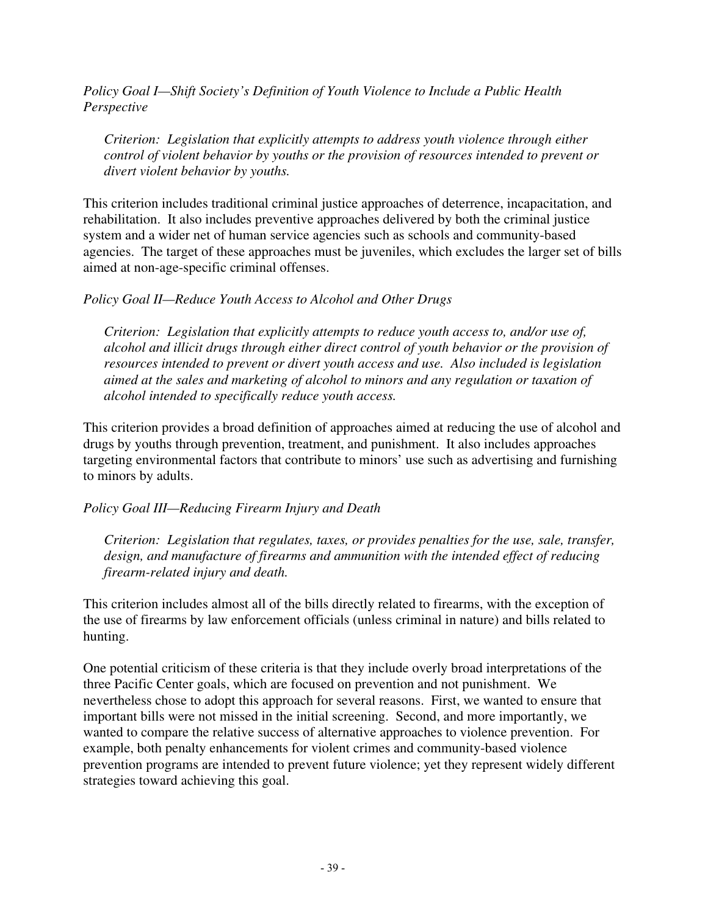*Policy Goal I—Shift Society's Definition of Youth Violence to Include a Public Health Perspective*

> *Criterion: Legislation that explicitly attempts to address youth violence through either control of violent behavior by youths or the provision of resources intended to prevent or divert violent behavior by youths.*

This criterion includes traditional criminal justice approaches of deterrence, incapacitation, and rehabilitation. It also includes preventive approaches delivered by both the criminal justice system and a wider net of human service agencies such as schools and community-based agencies. The target of these approaches must be juveniles, which excludes the larger set of bills aimed at non-age-specific criminal offenses.

*Policy Goal II—Reduce Youth Access to Alcohol and Other Drugs*

> *Criterion: Legislation that explicitly attempts to reduce youth access to, and/or use of, alcohol and illicit drugs through either direct control of youth behavior or the provision of resources intended to prevent or divert youth access and use. Also included is legislation aimed at the sales and marketing of alcohol to minors and any regulation or taxation of alcohol intended to specifically reduce youth access.*

This criterion provides a broad definition of approaches aimed at reducing the use of alcohol and drugs by youths through prevention, treatment, and punishment. It also includes approaches targeting environmental factors that contribute to minors' use such as advertising and furnishing to minors by adults.

*Policy Goal III—Reducing Firearm Injury and Death*

> *Criterion: Legislation that regulates, taxes, or provides penalties for the use, sale, transfer, design, and manufacture of firearms and ammunition with the intended effect of reducing firearm-related injury and death.*

This criterion includes almost all of the bills directly related to firearms, with the exception of the use of firearms by law enforcement officials (unless criminal in nature) and bills related to hunting.

One potential criticism of these criteria is that they include overly broad interpretations of the three Pacific Center goals, which are focused on prevention and not punishment. We nevertheless chose to adopt this approach for several reasons. First, we wanted to ensure that important bills were not missed in the initial screening. Second, and more importantly, we wanted to compare the relative success of alternative approaches to violence prevention. For example, both penalty enhancements for violent crimes and community-based violence prevention programs are intended to prevent future violence; yet they represent widely different strategies toward achieving this goal.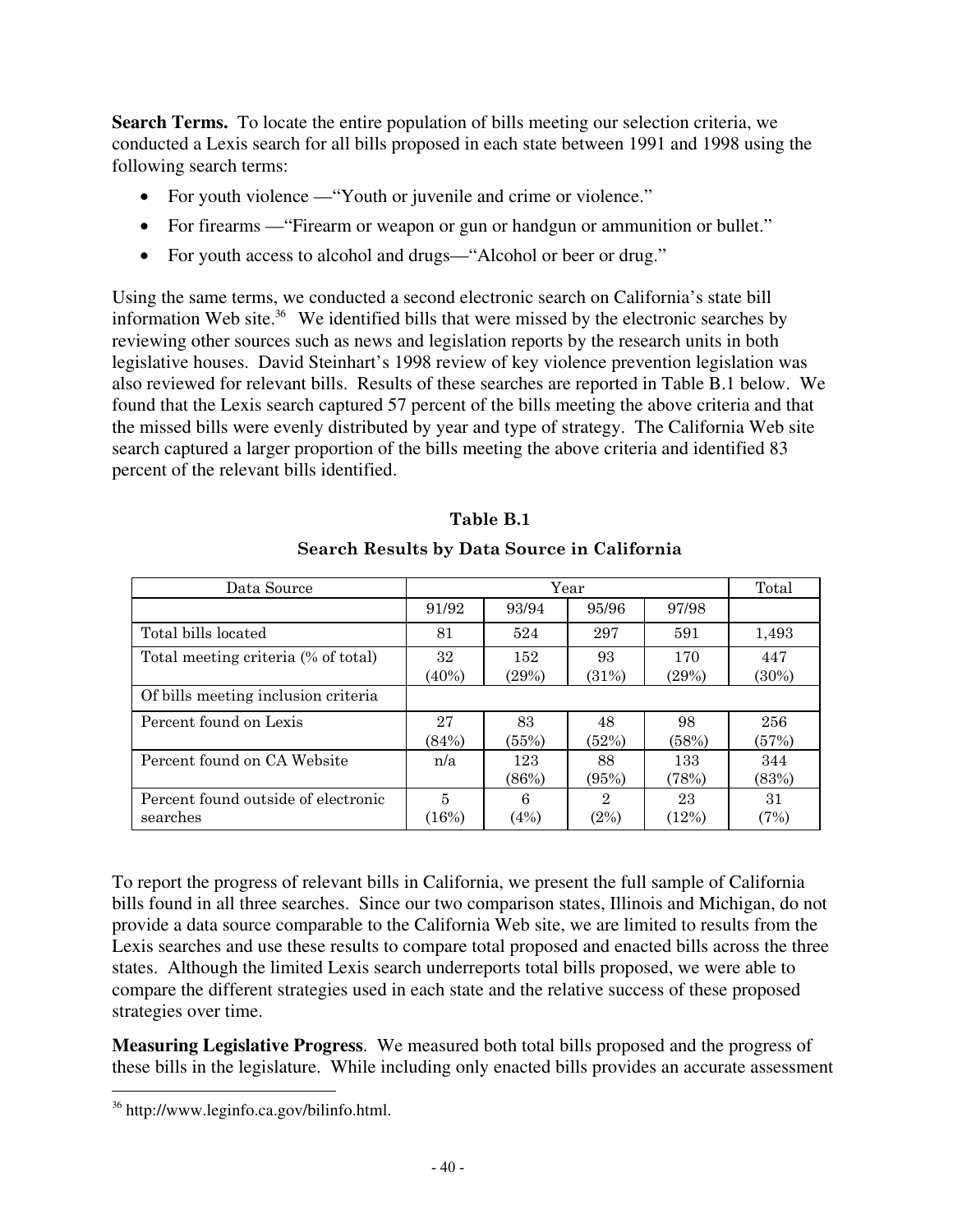**Search Terms.** To locate the entire population of bills meeting our selection criteria, we conducted a Lexis search for all bills proposed in each state between 1991 and 1998 using the following search terms:

- For youth violence —"Youth or juvenile and crime or violence."
- For firearms —"Firearm or weapon or gun or handgun or ammunition or bullet."
- For youth access to alcohol and drugs—"Alcohol or beer or drug."

Using the same terms, we conducted a second electronic search on California's state bill information Web site.[36] We identified bills that were missed by the electronic searches by reviewing other sources such as news and legislation reports by the research units in both legislative houses. David Steinhart's 1998 review of key violence prevention legislation was also reviewed for relevant bills. Results of these searches are reported in Table B.1 below. We found that the Lexis search captured 57 percent of the bills meeting the above criteria and that the missed bills were evenly distributed by year and type of strategy. The California Web site search captured a larger proportion of the bills meeting the above criteria and identified 83 percent of the relevant bills identified.

**Table B.1**

**Search Results by Data Source in California**

| Data Source | Year | | | | Total |
|---|---|---|---|---|---|
| | 91/92 | 93/94 | 95/96 | 97/98 | |
| Total bills located | 81 | 524 | 297 | 591 | 1,493 |
| Total meeting criteria (% of total) | 32 (40%) | 152 (29%) | 93 (31%) | 170 (29%) | 447 (30%) |
| Of bills meeting inclusion criteria | | | | | |
| Percent found on Lexis | 27 (84%) | 83 (55%) | 48 (52%) | 98 (58%) | 256 (57%) |
| Percent found on CA Website | n/a | 123 (86%) | 88 (95%) | 133 (78%) | 344 (83%) |
| Percent found outside of electronic searches | 5 (16%) | 6 (4%) | 2 (2%) | 23 (12%) | 31 (7%) |

To report the progress of relevant bills in California, we present the full sample of California bills found in all three searches. Since our two comparison states, Illinois and Michigan, do not provide a data source comparable to the California Web site, we are limited to results from the Lexis searches and use these results to compare total proposed and enacted bills across the three states. Although the limited Lexis search underreports total bills proposed, we were able to compare the different strategies used in each state and the relative success of these proposed strategies over time.

**Measuring Legislative Progress**. We measured both total bills proposed and the progress of these bills in the legislature. While including only enacted bills provides an accurate assessment

[36] http://www.leginfo.ca.gov/bilinfo.html.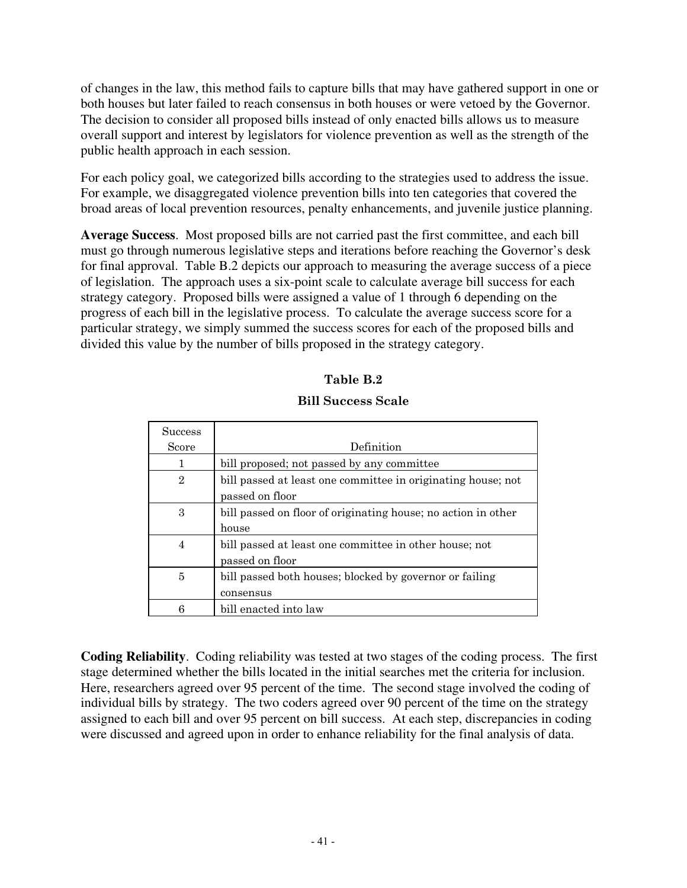of changes in the law, this method fails to capture bills that may have gathered support in one or both houses but later failed to reach consensus in both houses or were vetoed by the Governor. The decision to consider all proposed bills instead of only enacted bills allows us to measure overall support and interest by legislators for violence prevention as well as the strength of the public health approach in each session.

For each policy goal, we categorized bills according to the strategies used to address the issue. For example, we disaggregated violence prevention bills into ten categories that covered the broad areas of local prevention resources, penalty enhancements, and juvenile justice planning.

**Average Success**. Most proposed bills are not carried past the first committee, and each bill must go through numerous legislative steps and iterations before reaching the Governor's desk for final approval. Table B.2 depicts our approach to measuring the average success of a piece of legislation. The approach uses a six-point scale to calculate average bill success for each strategy category. Proposed bills were assigned a value of 1 through 6 depending on the progress of each bill in the legislative process. To calculate the average success score for a particular strategy, we simply summed the success scores for each of the proposed bills and divided this value by the number of bills proposed in the strategy category.

**Table B.2**

**Bill Success Scale**

| Success Score | Definition |
|---|---|
| 1 | bill proposed; not passed by any committee |
| 2 | bill passed at least one committee in originating house; not passed on floor |
| 3 | bill passed on floor of originating house; no action in other house |
| 4 | bill passed at least one committee in other house; not passed on floor |
| 5 | bill passed both houses; blocked by governor or failing consensus |
| 6 | bill enacted into law |

**Coding Reliability**. Coding reliability was tested at two stages of the coding process. The first stage determined whether the bills located in the initial searches met the criteria for inclusion. Here, researchers agreed over 95 percent of the time. The second stage involved the coding of individual bills by strategy. The two coders agreed over 90 percent of the time on the strategy assigned to each bill and over 95 percent on bill success. At each step, discrepancies in coding were discussed and agreed upon in order to enhance reliability for the final analysis of data.